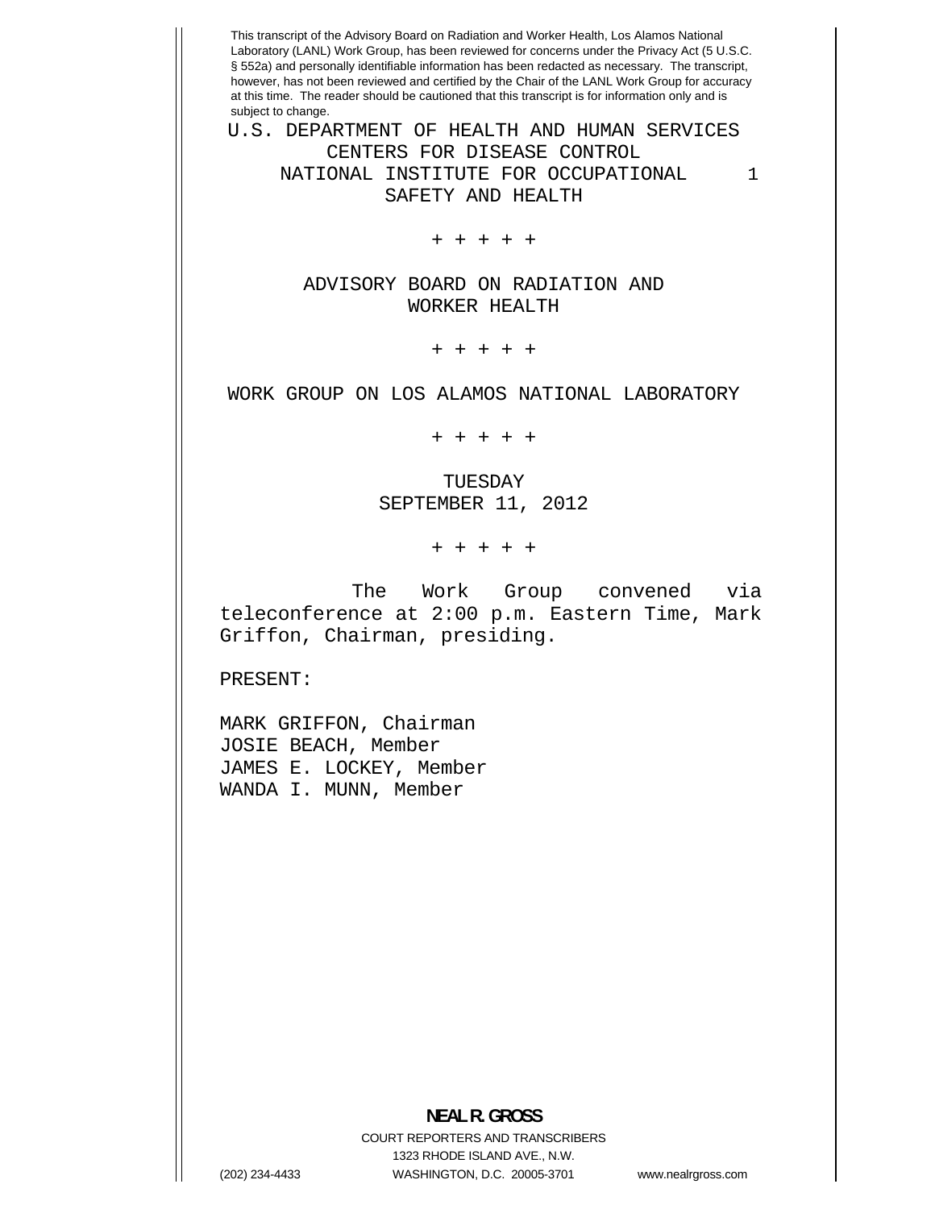This transcript of the Advisory Board on Radiation and Worker Health, Los Alamos National Laboratory (LANL) Work Group, has been reviewed for concerns under the Privacy Act (5 U.S.C. § 552a) and personally identifiable information has been redacted as necessary. The transcript, however, has not been reviewed and certified by the Chair of the LANL Work Group for accuracy at this time. The reader should be cautioned that this transcript is for information only and is subject to change.

U.S. DEPARTMENT OF HEALTH AND HUMAN SERVICES
CENTERS FOR DISEASE CONTROL
NATIONAL INSTITUTE FOR OCCUPATIONAL SAFETY AND HEALTH

+ + + + +

ADVISORY BOARD ON RADIATION AND WORKER HEALTH

+ + + + +

WORK GROUP ON LOS ALAMOS NATIONAL LABORATORY

+ + + + +

TUESDAY
SEPTEMBER 11, 2012

+ + + + +

The Work Group convened via teleconference at 2:00 p.m. Eastern Time, Mark Griffon, Chairman, presiding.

PRESENT:

MARK GRIFFON, Chairman
JOSIE BEACH, Member
JAMES E. LOCKEY, Member
WANDA I. MUNN, Member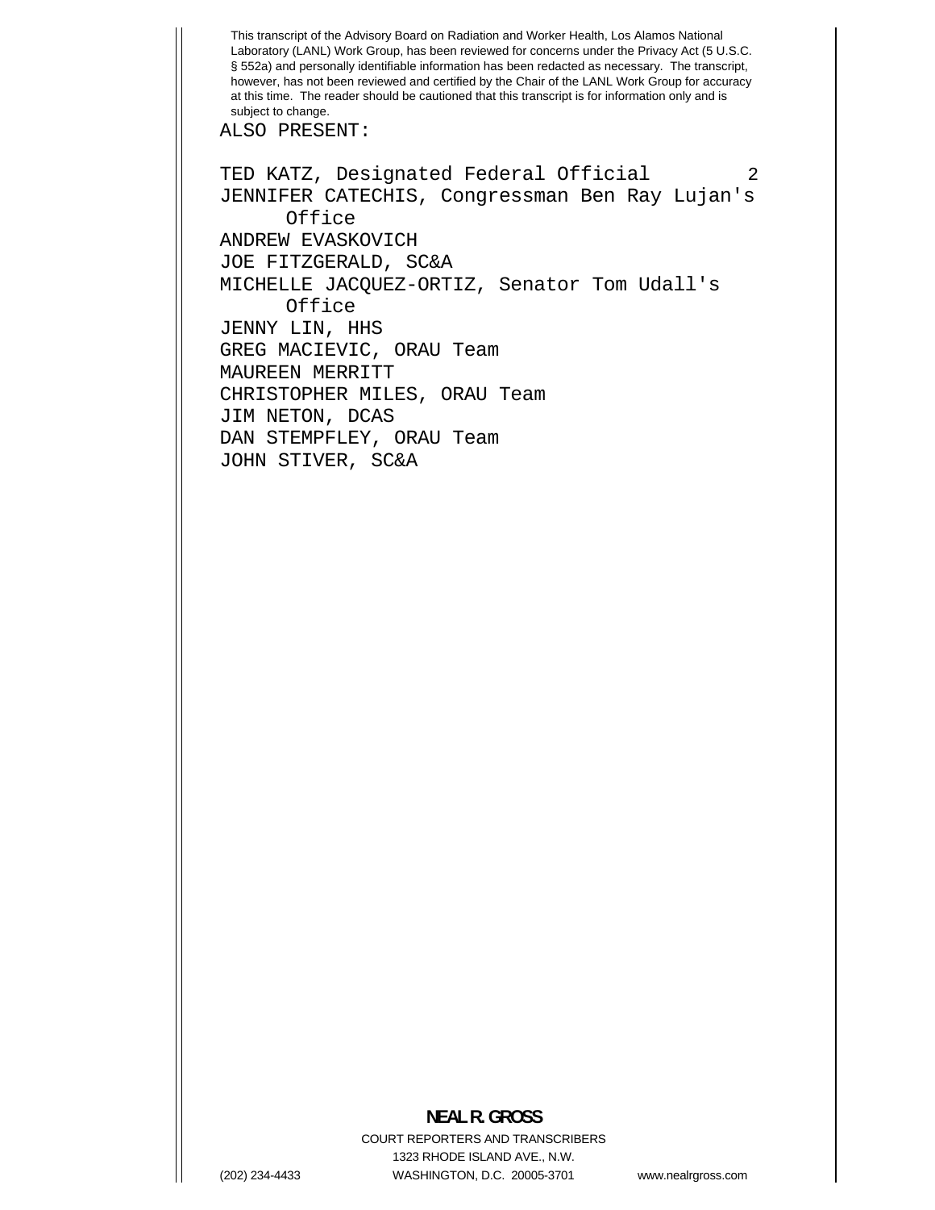This transcript of the Advisory Board on Radiation and Worker Health, Los Alamos National Laboratory (LANL) Work Group, has been reviewed for concerns under the Privacy Act (5 U.S.C. § 552a) and personally identifiable information has been redacted as necessary. The transcript, however, has not been reviewed and certified by the Chair of the LANL Work Group for accuracy at this time. The reader should be cautioned that this transcript is for information only and is subject to change.

ALSO PRESENT:

TED KATZ, Designated Federal Official
JENNIFER CATECHIS, Congressman Ben Ray Lujan's Office
ANDREW EVASKOVICH
JOE FITZGERALD, SC&A
MICHELLE JACQUEZ-ORTIZ, Senator Tom Udall's Office
JENNY LIN, HHS
GREG MACIEVIC, ORAU Team
MAUREEN MERRITT
CHRISTOPHER MILES, ORAU Team
JIM NETON, DCAS
DAN STEMPFLEY, ORAU Team
JOHN STIVER, SC&A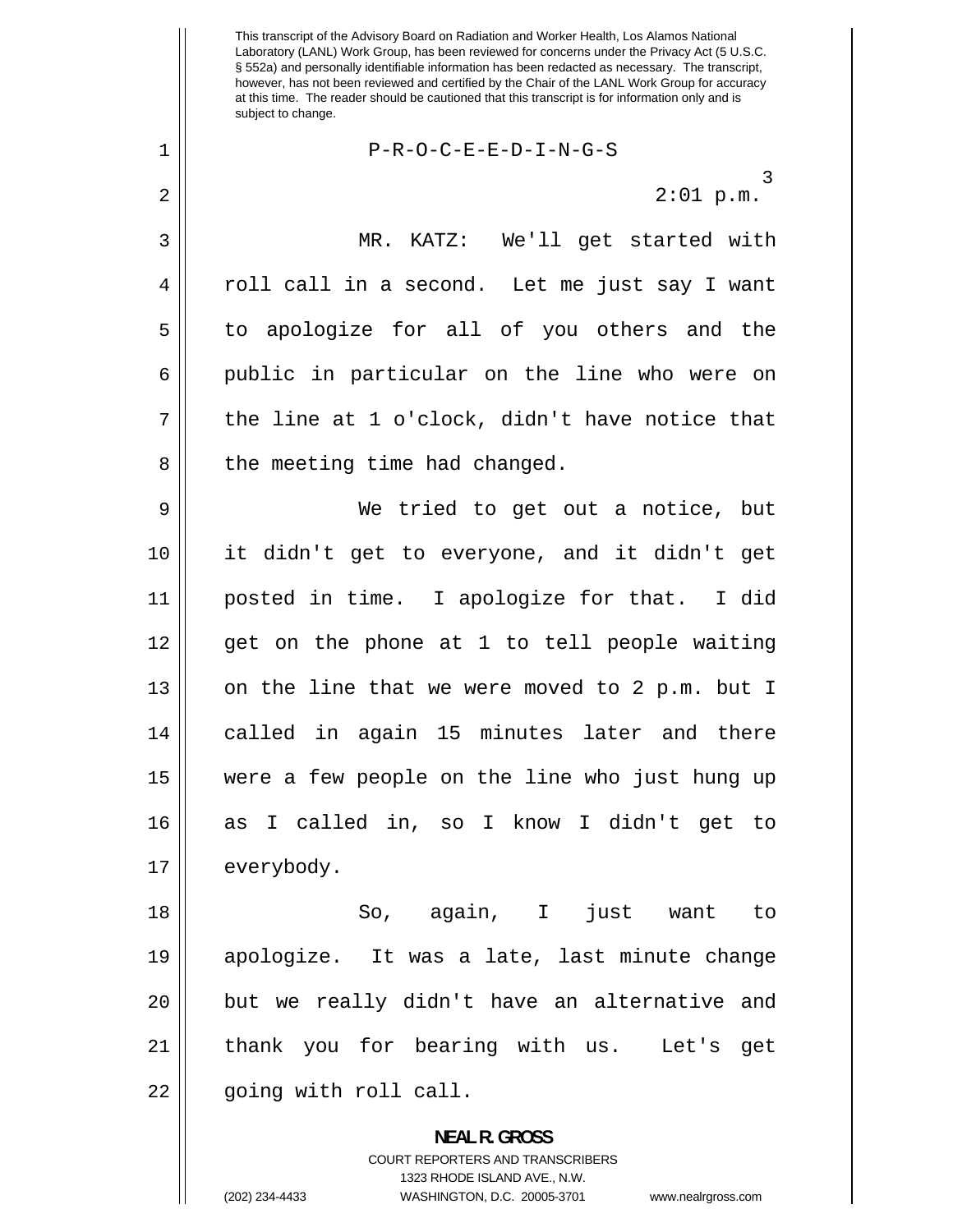P-R-O-C-E-E-D-I-N-G-S

2:01 p.m.

MR. KATZ: We'll get started with roll call in a second. Let me just say I want to apologize for all of you others and the public in particular on the line who were on the line at 1 o'clock, didn't have notice that the meeting time had changed.

We tried to get out a notice, but it didn't get to everyone, and it didn't get posted in time. I apologize for that. I did get on the phone at 1 to tell people waiting on the line that we were moved to 2 p.m. but I called in again 15 minutes later and there were a few people on the line who just hung up as I called in, so I know I didn't get to everybody.

So, again, I just want to apologize. It was a late, last minute change but we really didn't have an alternative and thank you for bearing with us. Let's get going with roll call.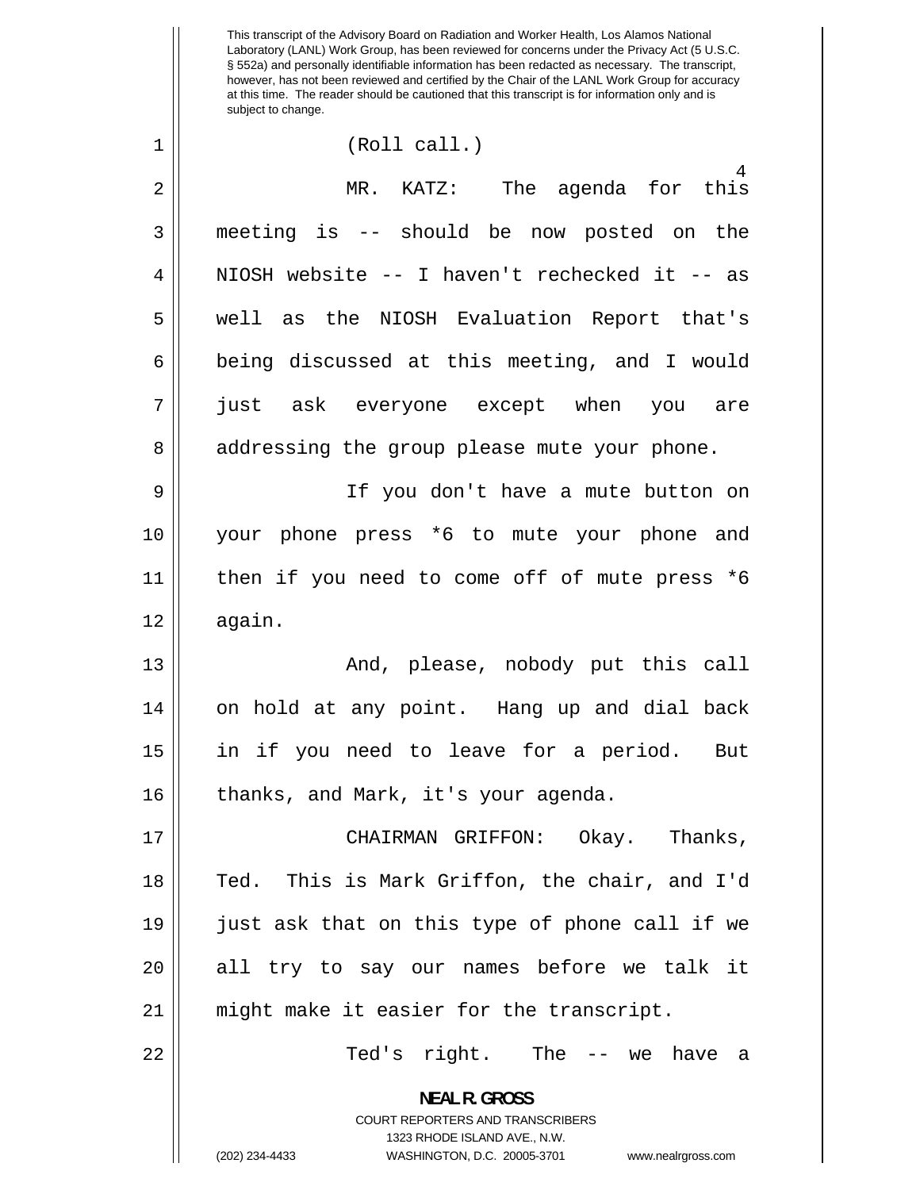(Roll call.)

MR. KATZ: The agenda for this meeting is -- should be now posted on the NIOSH website -- I haven't rechecked it -- as well as the NIOSH Evaluation Report that's being discussed at this meeting, and I would just ask everyone except when you are addressing the group please mute your phone.

If you don't have a mute button on your phone press *6 to mute your phone and then if you need to come off of mute press *6 again.

And, please, nobody put this call on hold at any point. Hang up and dial back in if you need to leave for a period. But thanks, and Mark, it's your agenda.

CHAIRMAN GRIFFON: Okay. Thanks, Ted. This is Mark Griffon, the chair, and I'd just ask that on this type of phone call if we all try to say our names before we talk it might make it easier for the transcript.

Ted's right. The -- we have a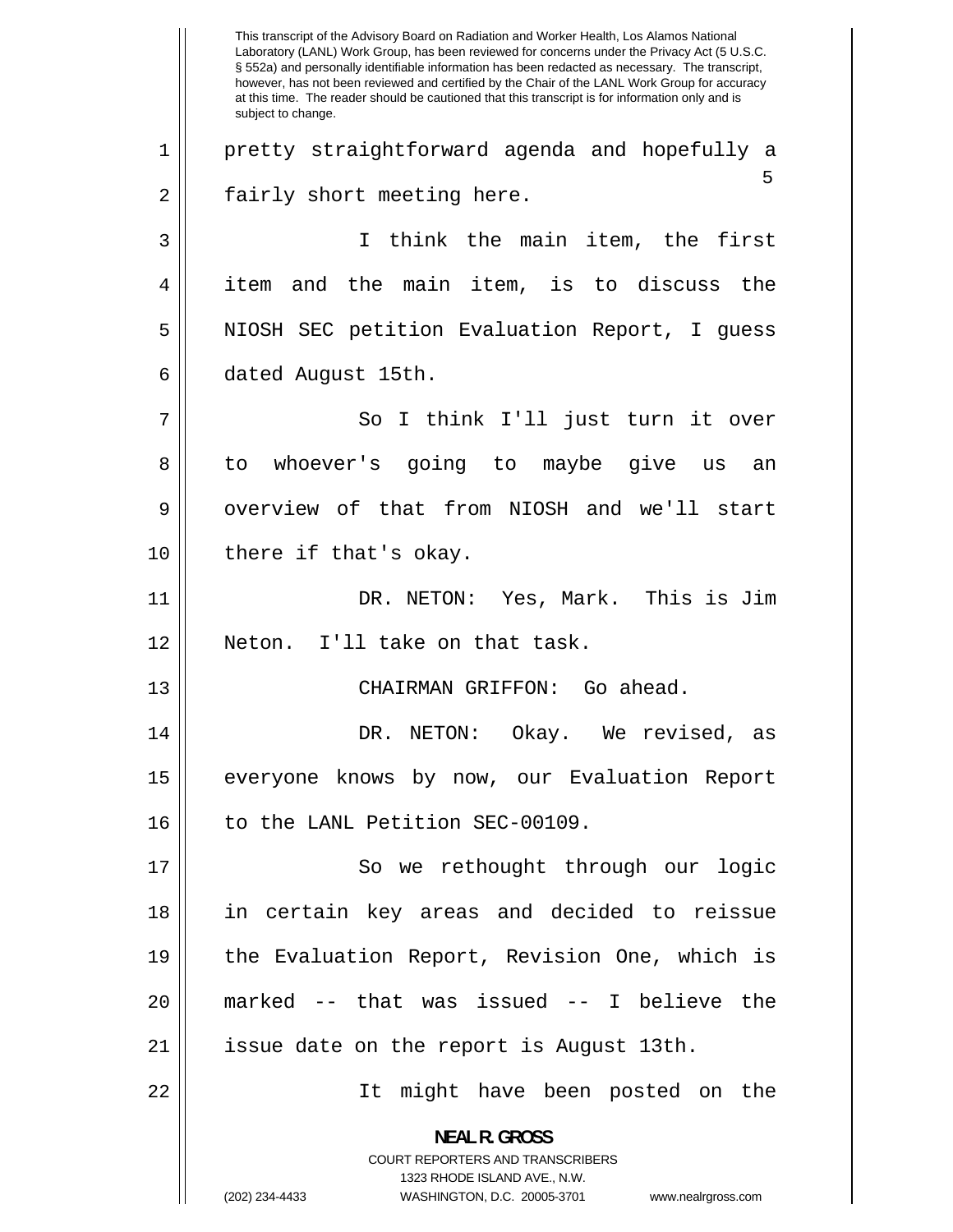pretty straightforward agenda and hopefully a fairly short meeting here.

I think the main item, the first item and the main item, is to discuss the NIOSH SEC petition Evaluation Report, I guess dated August 15th.

So I think I'll just turn it over to whoever's going to maybe give us an overview of that from NIOSH and we'll start there if that's okay.

DR. NETON: Yes, Mark. This is Jim Neton. I'll take on that task.

CHAIRMAN GRIFFON: Go ahead.

DR. NETON: Okay. We revised, as everyone knows by now, our Evaluation Report to the LANL Petition SEC-00109.

So we rethought through our logic in certain key areas and decided to reissue the Evaluation Report, Revision One, which is marked -- that was issued -- I believe the issue date on the report is August 13th.

It might have been posted on the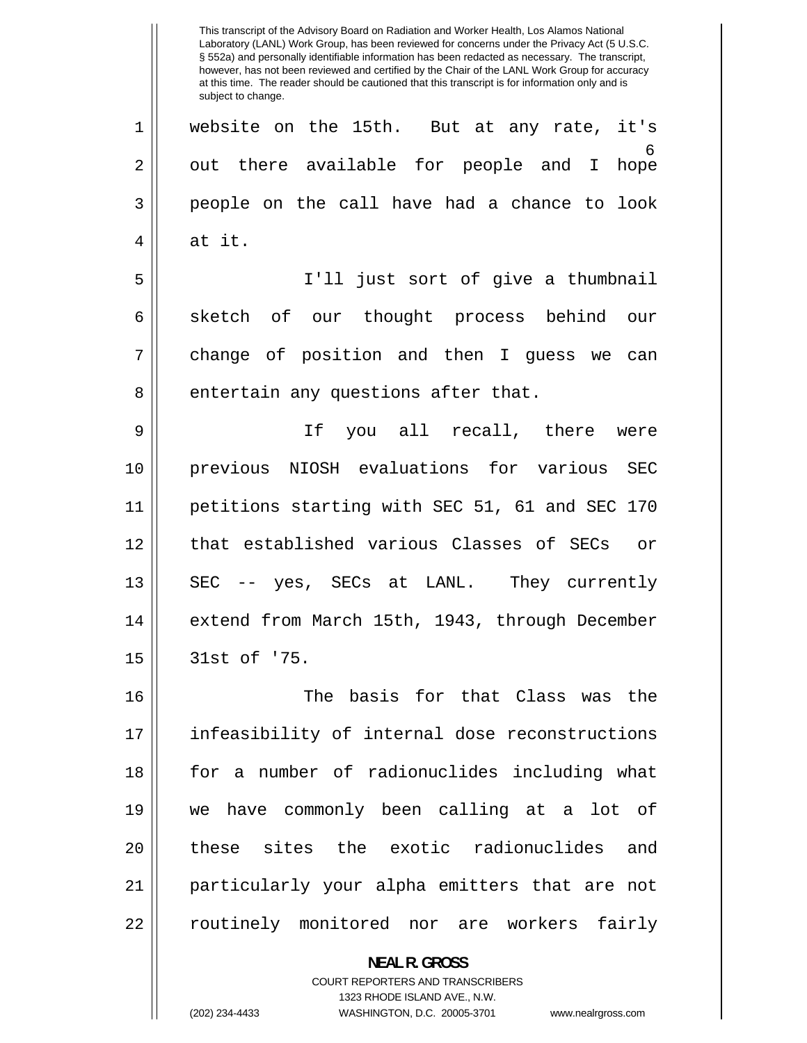website on the 15th. But at any rate, it's out there available for people and I hope people on the call have had a chance to look at it.

I'll just sort of give a thumbnail sketch of our thought process behind our change of position and then I guess we can entertain any questions after that.

If you all recall, there were previous NIOSH evaluations for various SEC petitions starting with SEC 51, 61 and SEC 170 that established various Classes of SECs or SEC -- yes, SECs at LANL. They currently extend from March 15th, 1943, through December 31st of '75.

The basis for that Class was the infeasibility of internal dose reconstructions for a number of radionuclides including what we have commonly been calling at a lot of these sites the exotic radionuclides and particularly your alpha emitters that are not routinely monitored nor are workers fairly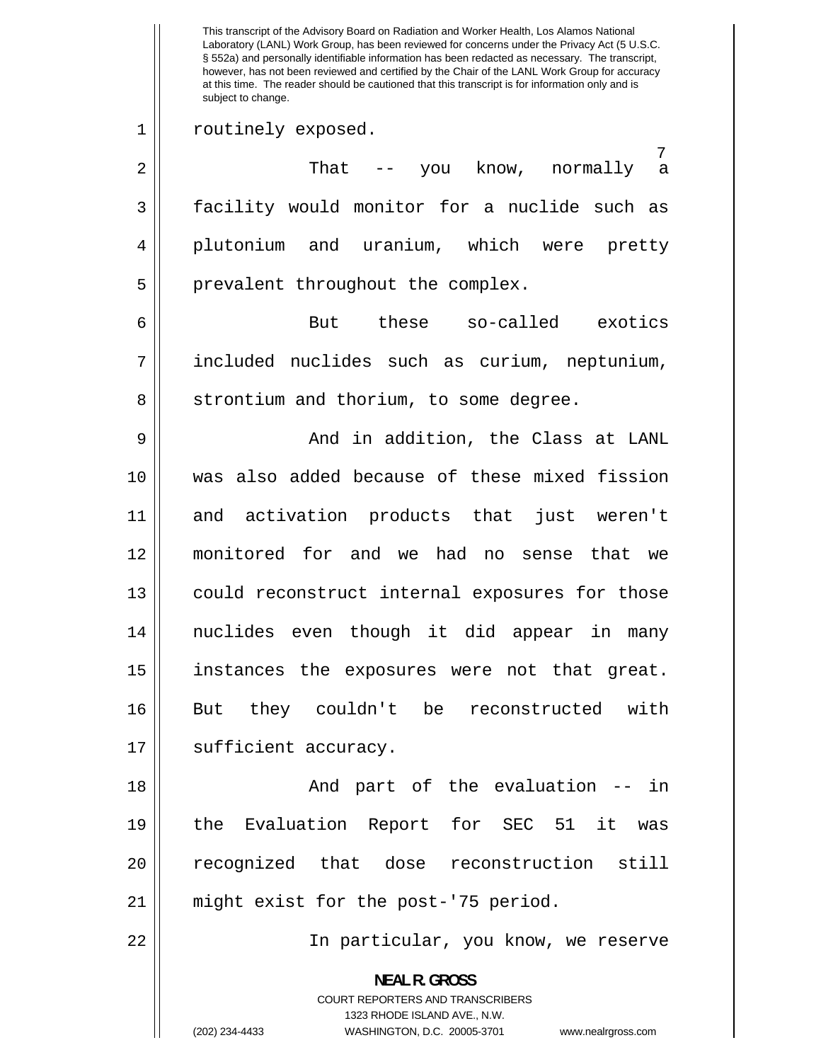routinely exposed.

That -- you know, normally a facility would monitor for a nuclide such as plutonium and uranium, which were pretty prevalent throughout the complex.

But these so-called exotics included nuclides such as curium, neptunium, strontium and thorium, to some degree.

And in addition, the Class at LANL was also added because of these mixed fission and activation products that just weren't monitored for and we had no sense that we could reconstruct internal exposures for those nuclides even though it did appear in many instances the exposures were not that great. But they couldn't be reconstructed with sufficient accuracy.

And part of the evaluation -- in the Evaluation Report for SEC 51 it was recognized that dose reconstruction still might exist for the post-'75 period.

In particular, you know, we reserve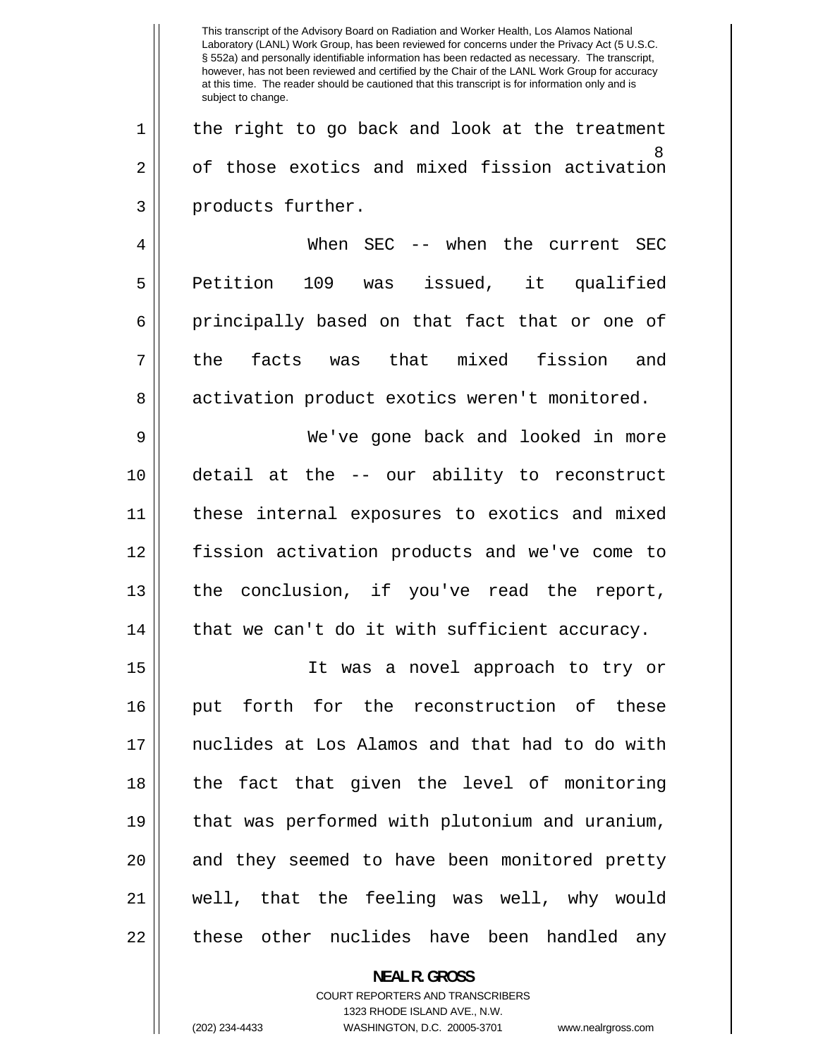the right to go back and look at the treatment of those exotics and mixed fission activation products further.

When SEC -- when the current SEC Petition 109 was issued, it qualified principally based on that fact that or one of the facts was that mixed fission and activation product exotics weren't monitored.

We've gone back and looked in more detail at the -- our ability to reconstruct these internal exposures to exotics and mixed fission activation products and we've come to the conclusion, if you've read the report, that we can't do it with sufficient accuracy.

It was a novel approach to try or put forth for the reconstruction of these nuclides at Los Alamos and that had to do with the fact that given the level of monitoring that was performed with plutonium and uranium, and they seemed to have been monitored pretty well, that the feeling was well, why would these other nuclides have been handled any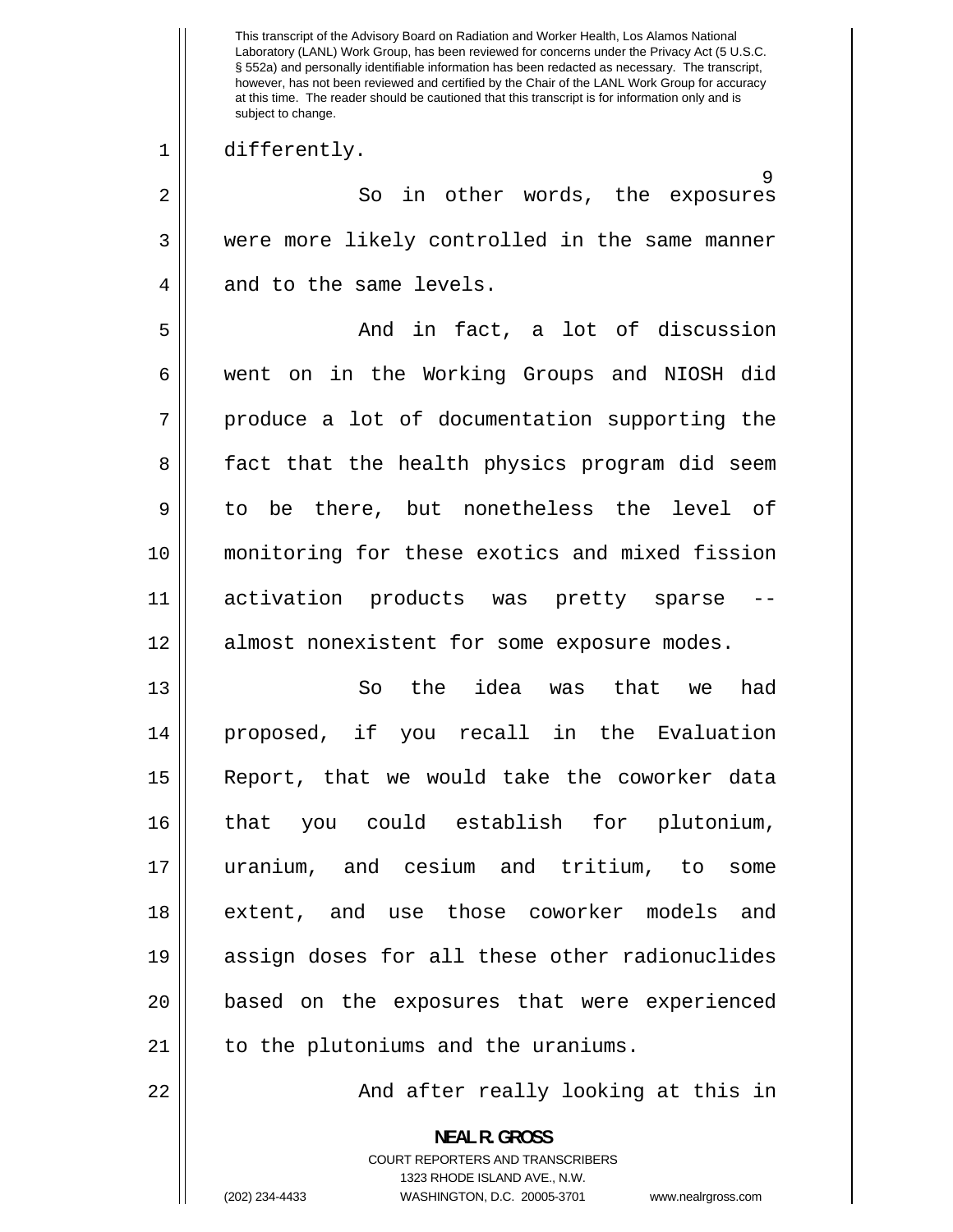differently.

So in other words, the exposures were more likely controlled in the same manner and to the same levels.

And in fact, a lot of discussion went on in the Working Groups and NIOSH did produce a lot of documentation supporting the fact that the health physics program did seem to be there, but nonetheless the level of monitoring for these exotics and mixed fission activation products was pretty sparse -- almost nonexistent for some exposure modes.

So the idea was that we had proposed, if you recall in the Evaluation Report, that we would take the coworker data that you could establish for plutonium, uranium, and cesium and tritium, to some extent, and use those coworker models and assign doses for all these other radionuclides based on the exposures that were experienced to the plutoniums and the uraniums.

And after really looking at this in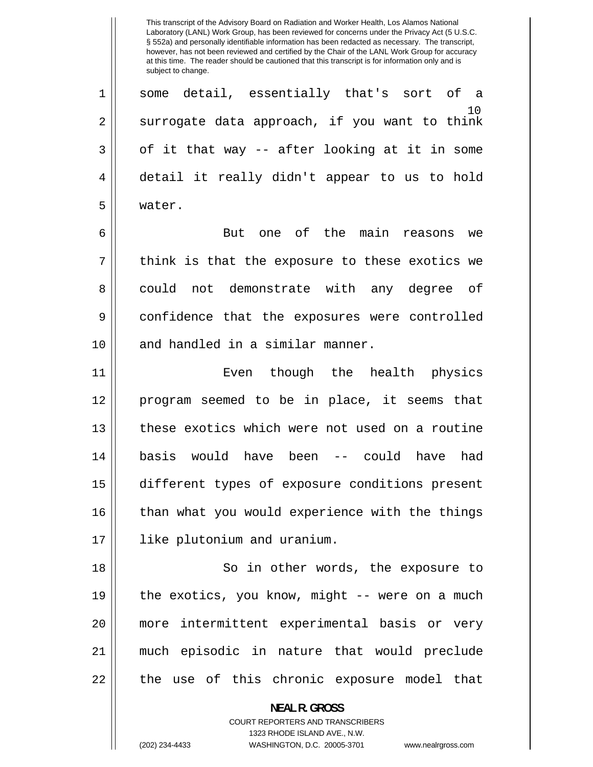some detail, essentially that's sort of a surrogate data approach, if you want to think of it that way -- after looking at it in some detail it really didn't appear to us to hold water.

But one of the main reasons we think is that the exposure to these exotics we could not demonstrate with any degree of confidence that the exposures were controlled and handled in a similar manner.

Even though the health physics program seemed to be in place, it seems that these exotics which were not used on a routine basis would have been -- could have had different types of exposure conditions present than what you would experience with the things like plutonium and uranium.

So in other words, the exposure to the exotics, you know, might -- were on a much more intermittent experimental basis or very much episodic in nature that would preclude the use of this chronic exposure model that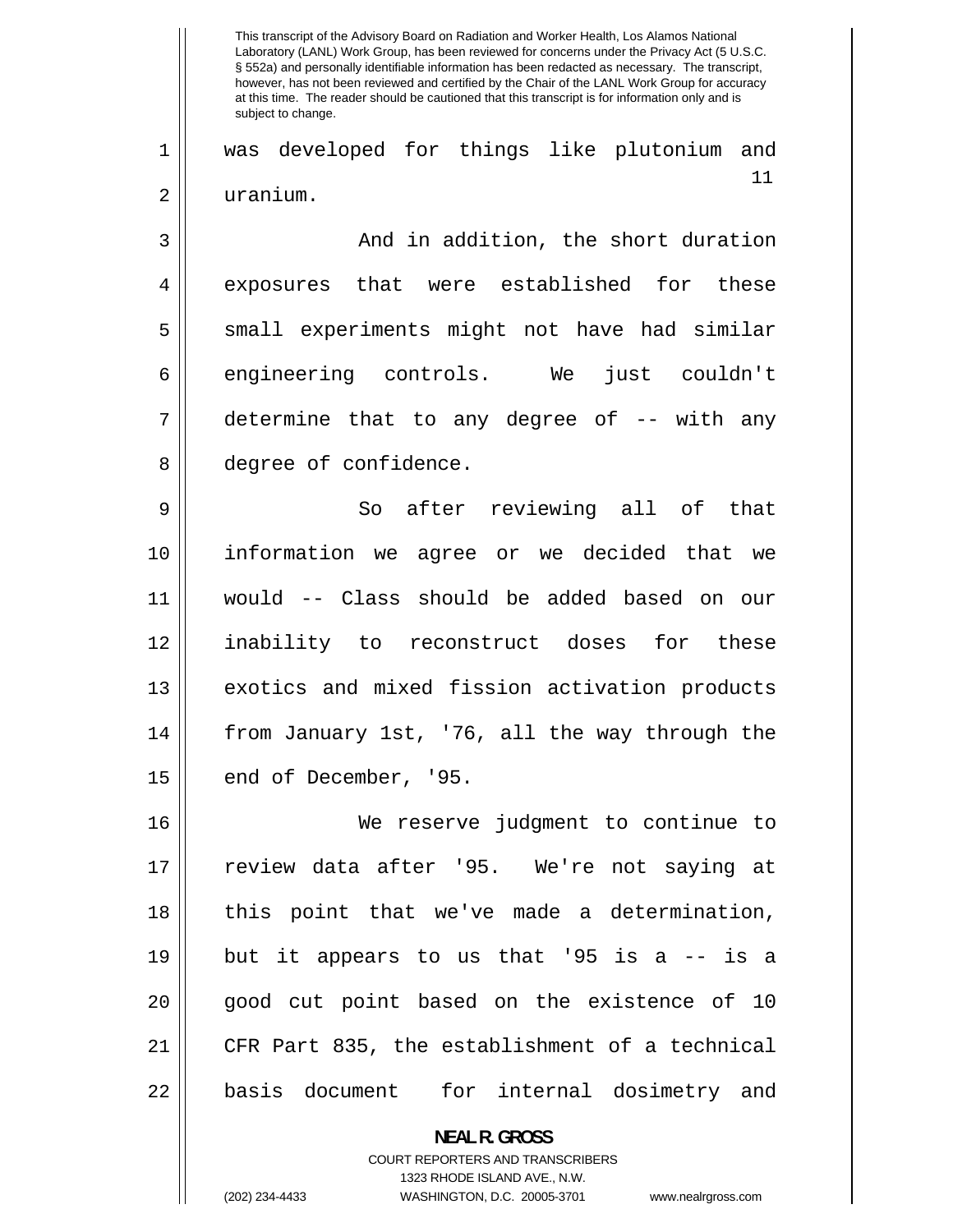was developed for things like plutonium and uranium.

And in addition, the short duration exposures that were established for these small experiments might not have had similar engineering controls. We just couldn't determine that to any degree of -- with any degree of confidence.

So after reviewing all of that information we agree or we decided that we would -- Class should be added based on our inability to reconstruct doses for these exotics and mixed fission activation products from January 1st, '76, all the way through the end of December, '95.

We reserve judgment to continue to review data after '95. We're not saying at this point that we've made a determination, but it appears to us that '95 is a -- is a good cut point based on the existence of 10 CFR Part 835, the establishment of a technical basis document for internal dosimetry and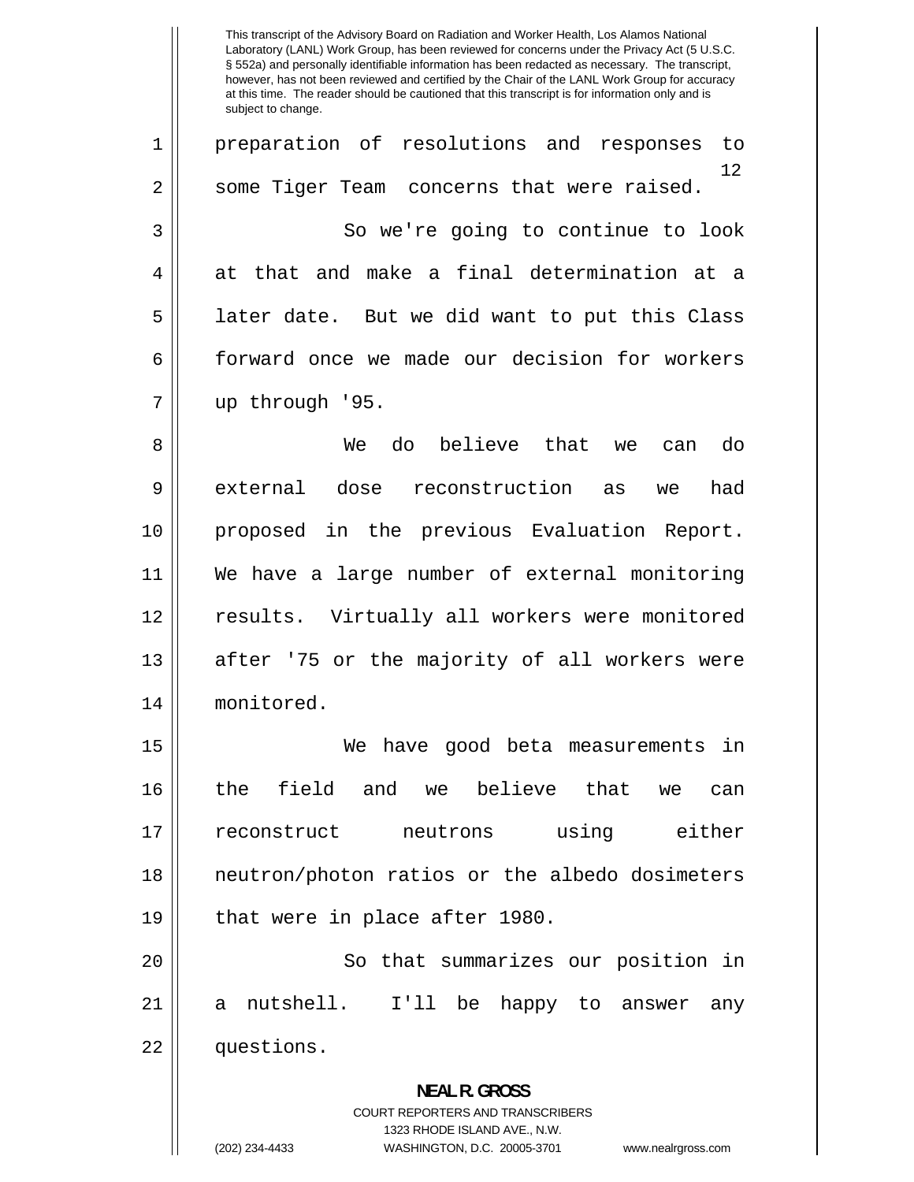preparation of resolutions and responses to some Tiger Team concerns that were raised.

So we're going to continue to look at that and make a final determination at a later date. But we did want to put this Class forward once we made our decision for workers up through '95.

We do believe that we can do external dose reconstruction as we had proposed in the previous Evaluation Report. We have a large number of external monitoring results. Virtually all workers were monitored after '75 or the majority of all workers were monitored.

We have good beta measurements in the field and we believe that we can reconstruct neutrons using either neutron/photon ratios or the albedo dosimeters that were in place after 1980.

So that summarizes our position in a nutshell. I'll be happy to answer any questions.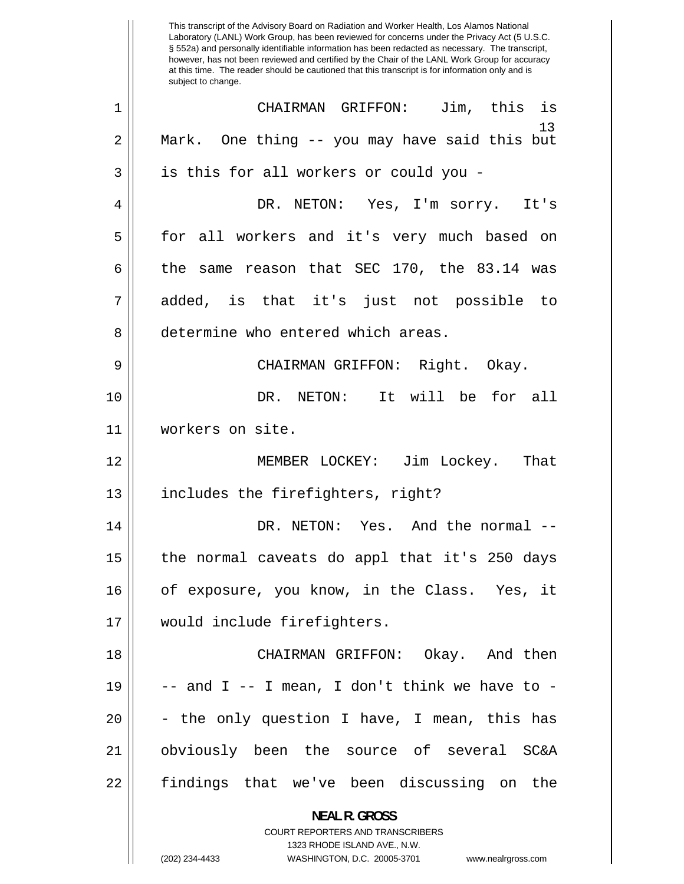CHAIRMAN GRIFFON: Jim, this is Mark. One thing -- you may have said this but is this for all workers or could you -

DR. NETON: Yes, I'm sorry. It's for all workers and it's very much based on the same reason that SEC 170, the 83.14 was added, is that it's just not possible to determine who entered which areas.

CHAIRMAN GRIFFON: Right. Okay.

DR. NETON: It will be for all workers on site.

MEMBER LOCKEY: Jim Lockey. That includes the firefighters, right?

DR. NETON: Yes. And the normal -- the normal caveats do appl that it's 250 days of exposure, you know, in the Class. Yes, it would include firefighters.

CHAIRMAN GRIFFON: Okay. And then -- and I -- I mean, I don't think we have to -- the only question I have, I mean, this has obviously been the source of several SC&A findings that we've been discussing on the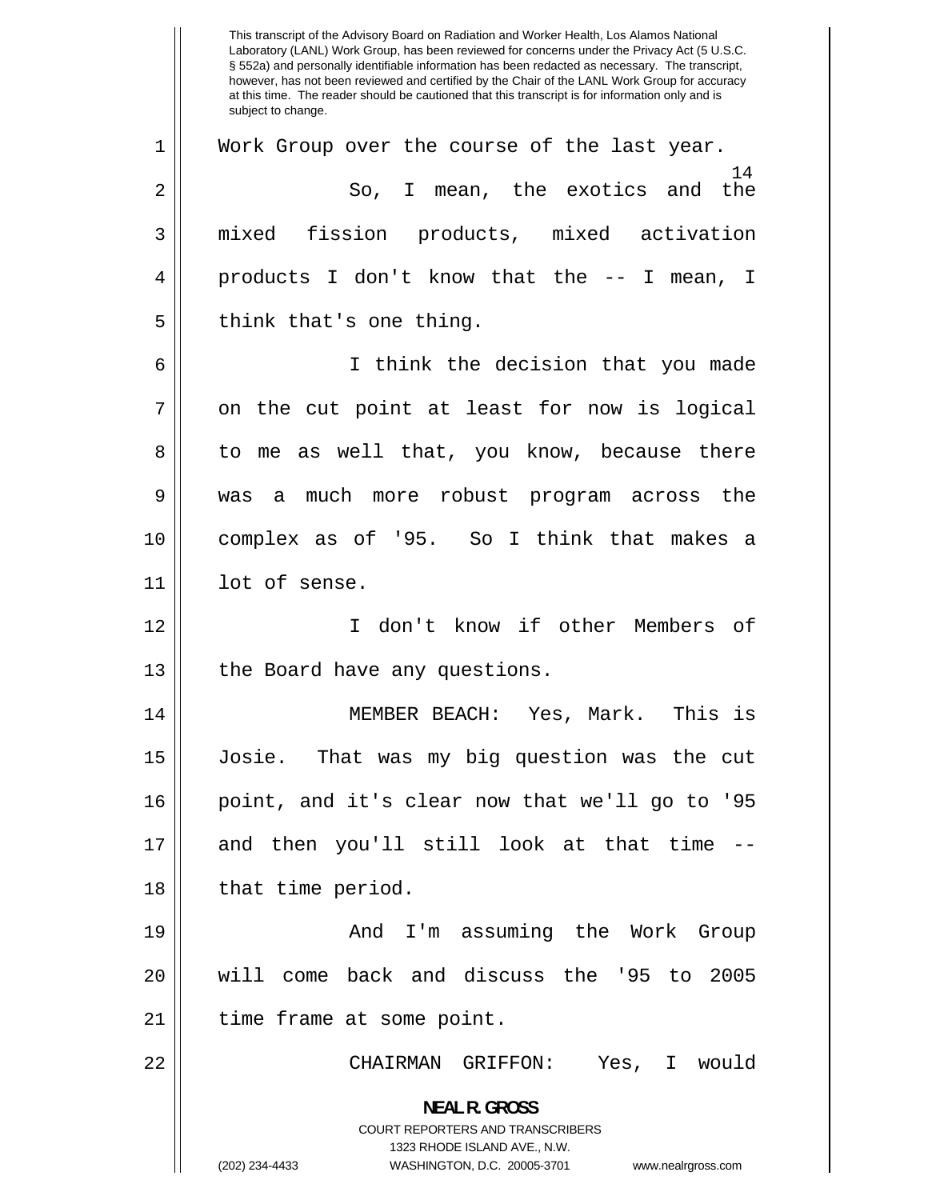Work Group over the course of the last year.

So, I mean, the exotics and the mixed fission products, mixed activation products I don't know that the -- I mean, I think that's one thing.

I think the decision that you made on the cut point at least for now is logical to me as well that, you know, because there was a much more robust program across the complex as of '95. So I think that makes a lot of sense.

I don't know if other Members of the Board have any questions.

MEMBER BEACH: Yes, Mark. This is Josie. That was my big question was the cut point, and it's clear now that we'll go to '95 and then you'll still look at that time -- that time period.

And I'm assuming the Work Group will come back and discuss the '95 to 2005 time frame at some point.

CHAIRMAN GRIFFON: Yes, I would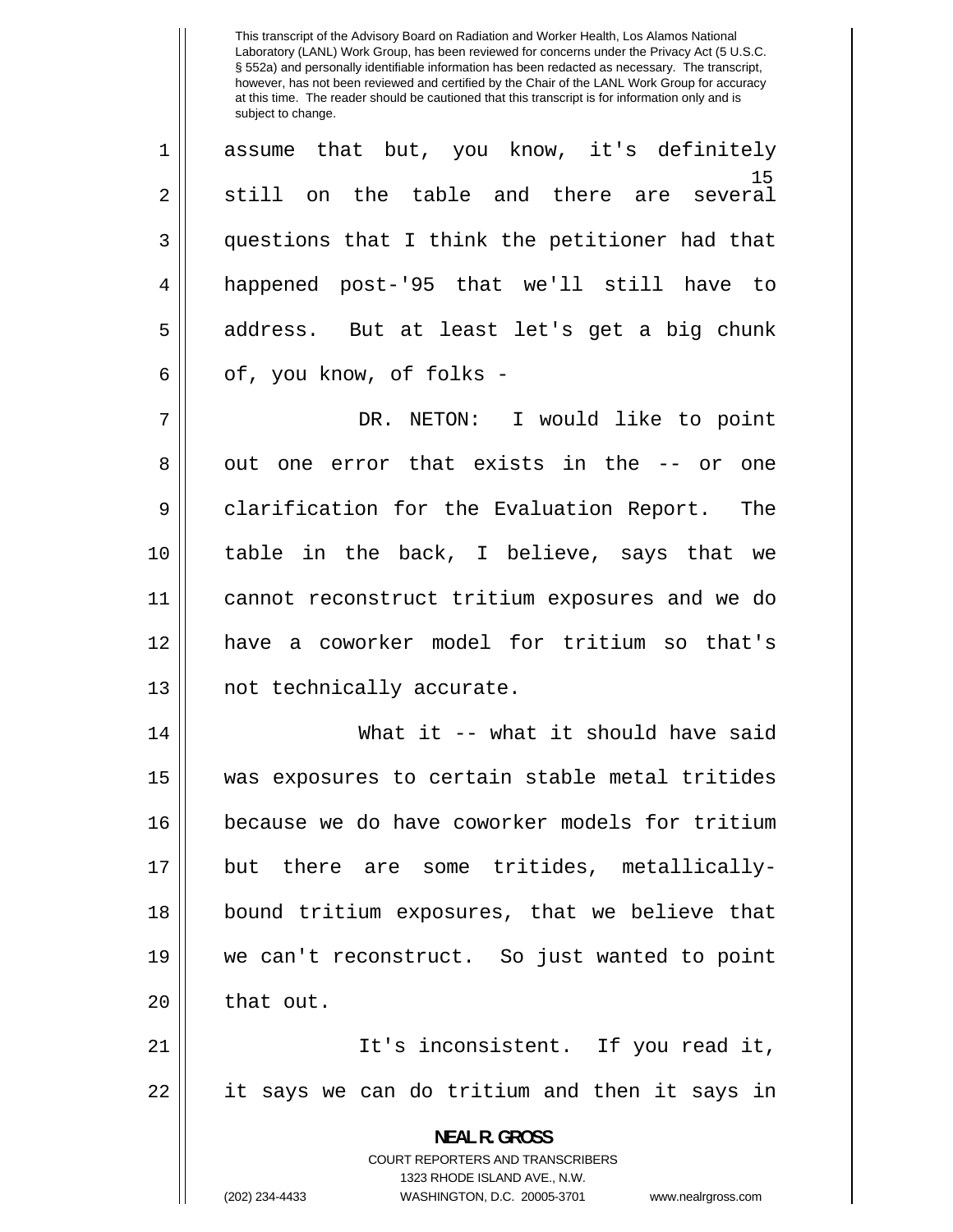assume that but, you know, it's definitely still on the table and there are several questions that I think the petitioner had that happened post-'95 that we'll still have to address. But at least let's get a big chunk of, you know, of folks -

DR. NETON: I would like to point out one error that exists in the -- or one clarification for the Evaluation Report. The table in the back, I believe, says that we cannot reconstruct tritium exposures and we do have a coworker model for tritium so that's not technically accurate.

What it -- what it should have said was exposures to certain stable metal tritides because we do have coworker models for tritium but there are some tritides, metallically-bound tritium exposures, that we believe that we can't reconstruct. So just wanted to point that out.

It's inconsistent. If you read it, it says we can do tritium and then it says in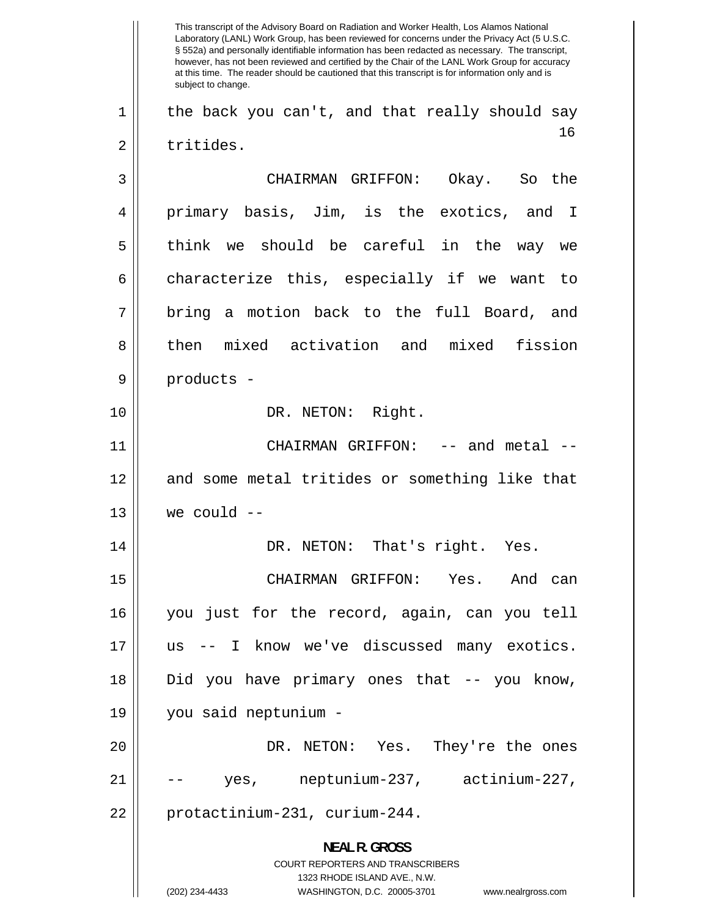the back you can't, and that really should say tritides.

CHAIRMAN GRIFFON: Okay. So the primary basis, Jim, is the exotics, and I think we should be careful in the way we characterize this, especially if we want to bring a motion back to the full Board, and then mixed activation and mixed fission products -

DR. NETON: Right.

CHAIRMAN GRIFFON: -- and metal -- and some metal tritides or something like that we could --

DR. NETON: That's right. Yes.

CHAIRMAN GRIFFON: Yes. And can you just for the record, again, can you tell us -- I know we've discussed many exotics. Did you have primary ones that -- you know, you said neptunium -

DR. NETON: Yes. They're the ones -- yes, neptunium-237, actinium-227, protactinium-231, curium-244.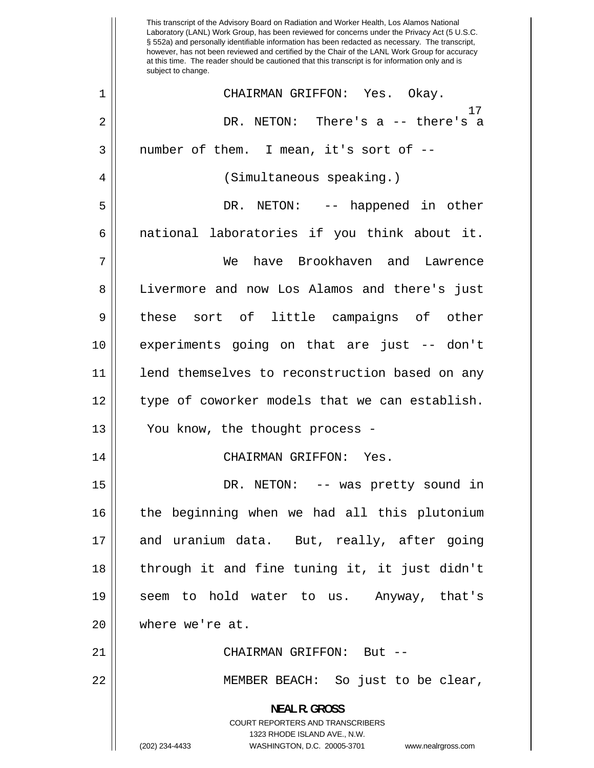CHAIRMAN GRIFFON: Yes. Okay.

DR. NETON: There's a -- there's a number of them. I mean, it's sort of --

(Simultaneous speaking.)

DR. NETON: -- happened in other national laboratories if you think about it.

We have Brookhaven and Lawrence Livermore and now Los Alamos and there's just these sort of little campaigns of other experiments going on that are just -- don't lend themselves to reconstruction based on any type of coworker models that we can establish. You know, the thought process -

CHAIRMAN GRIFFON: Yes.

DR. NETON: -- was pretty sound in the beginning when we had all this plutonium and uranium data. But, really, after going through it and fine tuning it, it just didn't seem to hold water to us. Anyway, that's where we're at.

CHAIRMAN GRIFFON: But --

MEMBER BEACH: So just to be clear,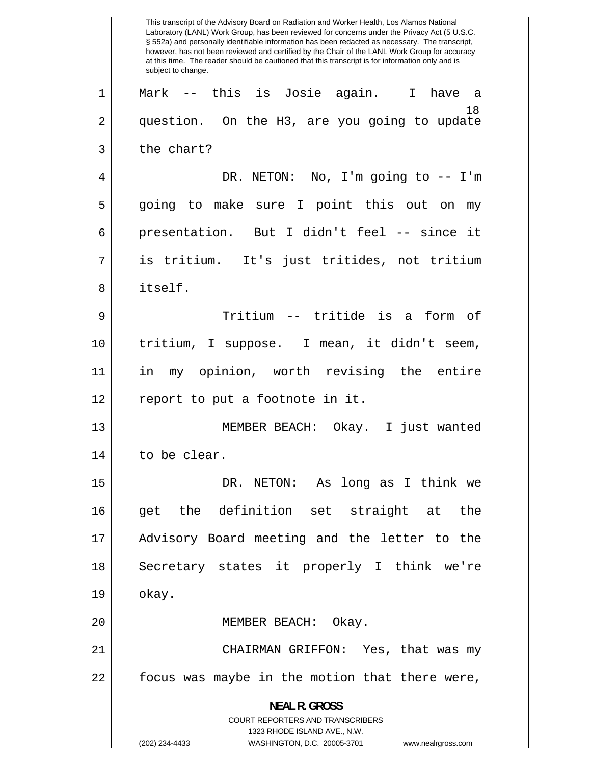This transcript of the Advisory Board on Radiation and Worker Health, Los Alamos National Laboratory (LANL) Work Group, has been reviewed for concerns under the Privacy Act (5 U.S.C. § 552a) and personally identifiable information has been redacted as necessary. The transcript, however, has not been reviewed and certified by the Chair of the LANL Work Group for accuracy at this time. The reader should be cautioned that this transcript is for information only and is subject to change.

Mark -- this is Josie again. I have a question. On the H3, are you going to update the chart?

DR. NETON: No, I'm going to -- I'm going to make sure I point this out on my presentation. But I didn't feel -- since it is tritium. It's just tritides, not tritium itself.

Tritium -- tritide is a form of tritium, I suppose. I mean, it didn't seem, in my opinion, worth revising the entire report to put a footnote in it.

MEMBER BEACH: Okay. I just wanted to be clear.

DR. NETON: As long as I think we get the definition set straight at the Advisory Board meeting and the letter to the Secretary states it properly I think we're okay.

MEMBER BEACH: Okay.

CHAIRMAN GRIFFON: Yes, that was my focus was maybe in the motion that there were,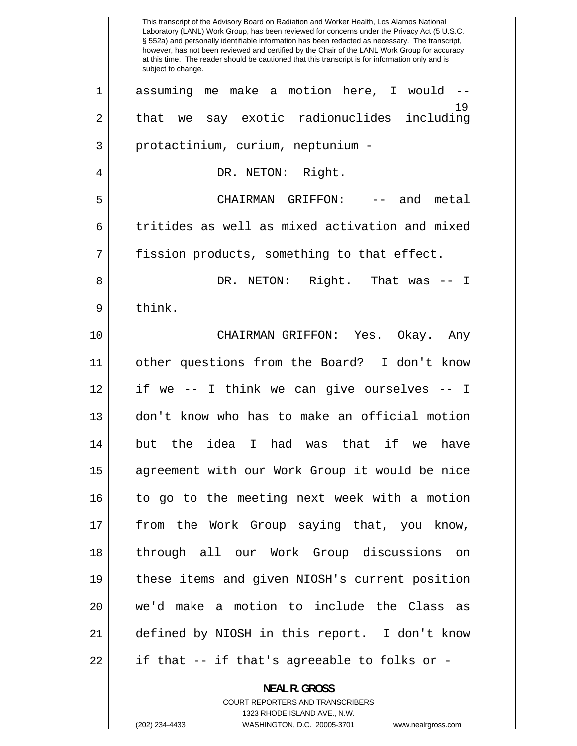assuming me make a motion here, I would -- that we say exotic radionuclides including protactinium, curium, neptunium -

DR. NETON: Right.

CHAIRMAN GRIFFON: -- and metal tritides as well as mixed activation and mixed fission products, something to that effect.

DR. NETON: Right. That was -- I think.

CHAIRMAN GRIFFON: Yes. Okay. Any other questions from the Board? I don't know if we -- I think we can give ourselves -- I don't know who has to make an official motion but the idea I had was that if we have agreement with our Work Group it would be nice to go to the meeting next week with a motion from the Work Group saying that, you know, through all our Work Group discussions on these items and given NIOSH's current position we'd make a motion to include the Class as defined by NIOSH in this report. I don't know if that -- if that's agreeable to folks or -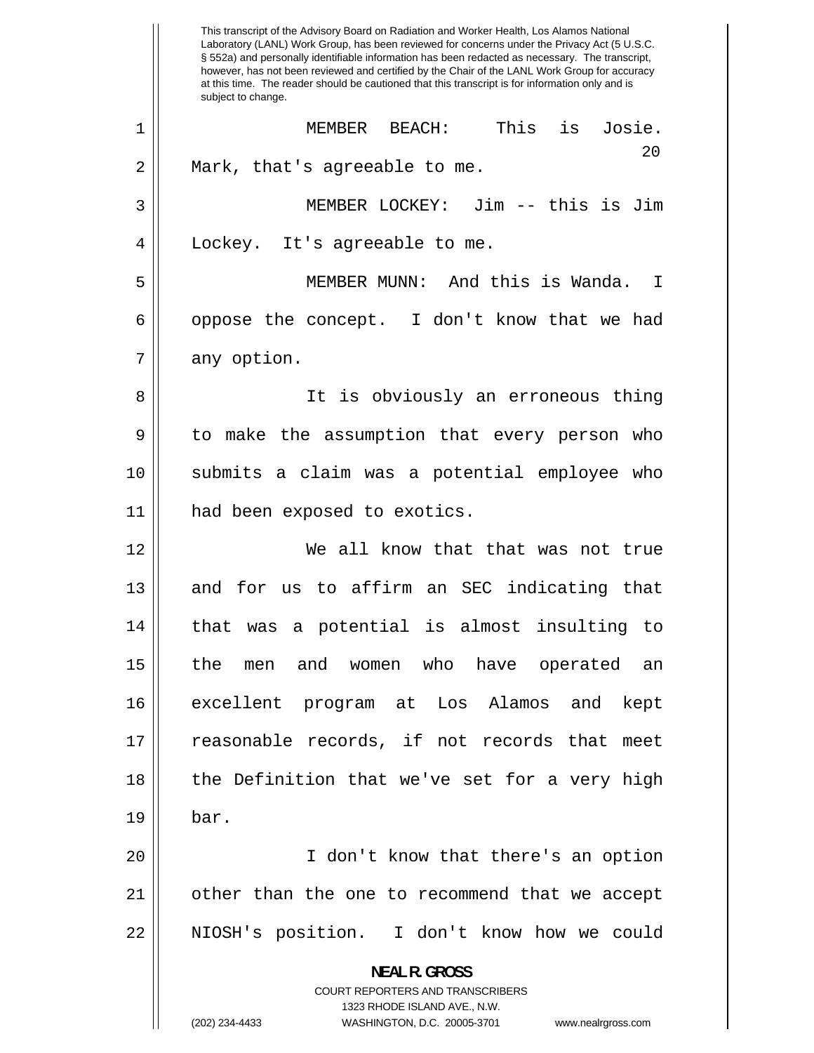MEMBER BEACH: This is Josie. Mark, that's agreeable to me.

MEMBER LOCKEY: Jim -- this is Jim Lockey. It's agreeable to me.

MEMBER MUNN: And this is Wanda. I oppose the concept. I don't know that we had any option.

It is obviously an erroneous thing to make the assumption that every person who submits a claim was a potential employee who had been exposed to exotics.

We all know that that was not true and for us to affirm an SEC indicating that that was a potential is almost insulting to the men and women who have operated an excellent program at Los Alamos and kept reasonable records, if not records that meet the Definition that we've set for a very high bar.

I don't know that there's an option other than the one to recommend that we accept NIOSH's position. I don't know how we could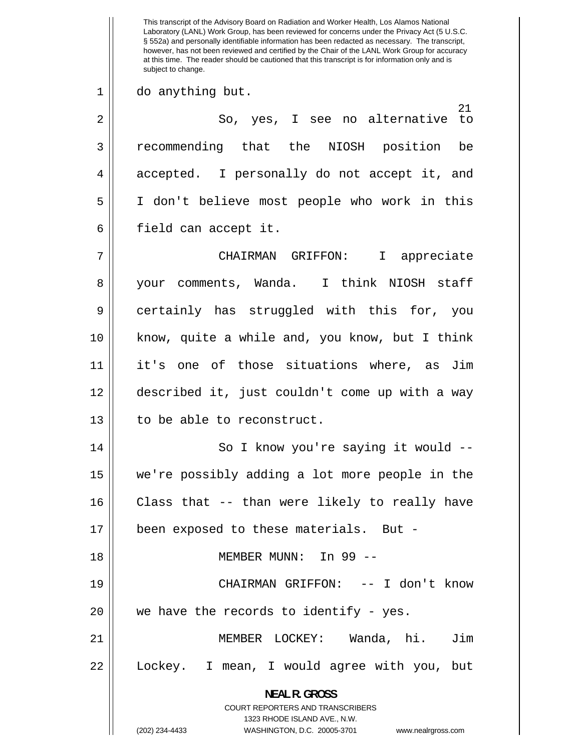do anything but.

So, yes, I see no alternative to recommending that the NIOSH position be accepted. I personally do not accept it, and I don't believe most people who work in this field can accept it.

CHAIRMAN GRIFFON: I appreciate your comments, Wanda. I think NIOSH staff certainly has struggled with this for, you know, quite a while and, you know, but I think it's one of those situations where, as Jim described it, just couldn't come up with a way to be able to reconstruct.

So I know you're saying it would -- we're possibly adding a lot more people in the Class that -- than were likely to really have been exposed to these materials. But -

MEMBER MUNN: In 99 --

CHAIRMAN GRIFFON: -- I don't know we have the records to identify - yes.

MEMBER LOCKEY: Wanda, hi. Jim Lockey. I mean, I would agree with you, but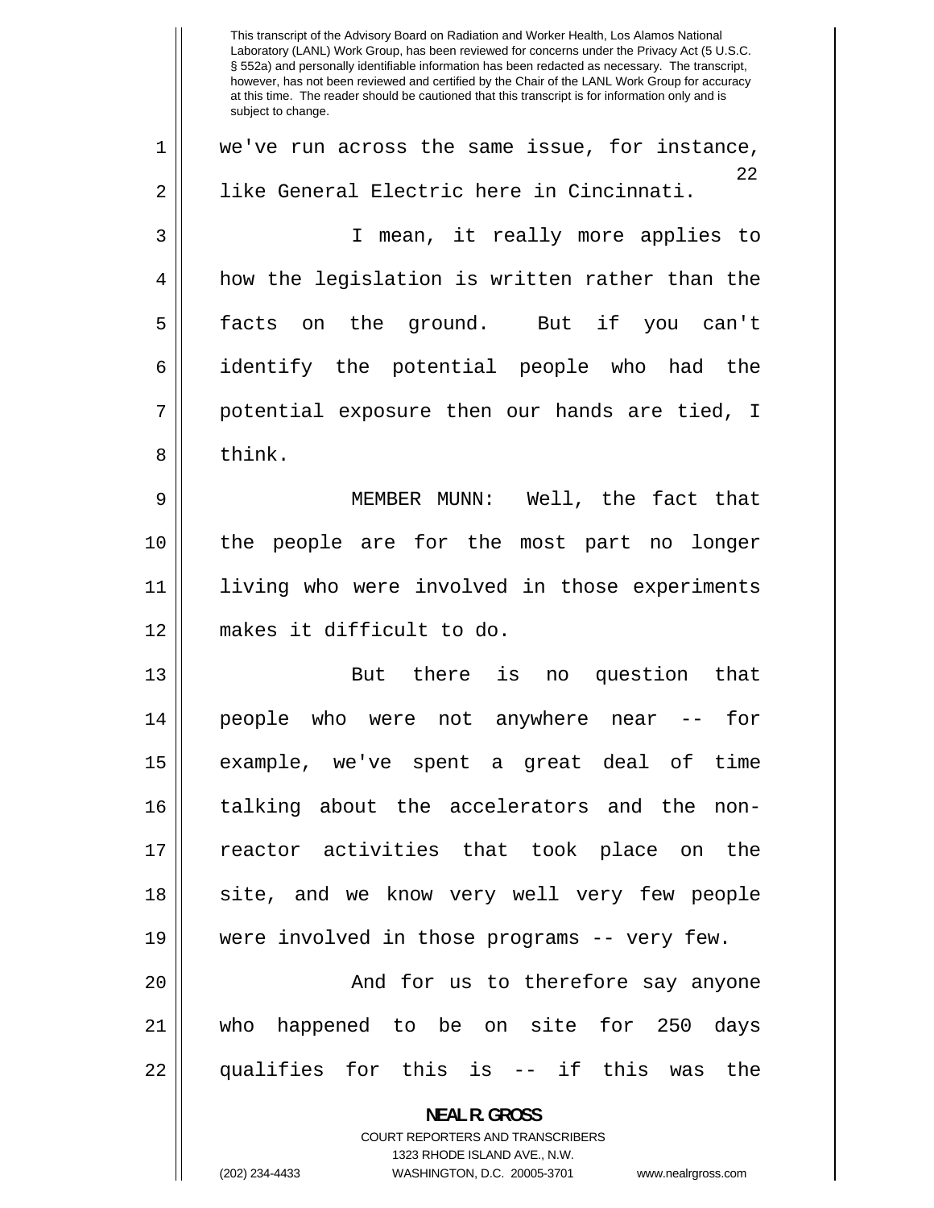we've run across the same issue, for instance, like General Electric here in Cincinnati.

I mean, it really more applies to how the legislation is written rather than the facts on the ground. But if you can't identify the potential people who had the potential exposure then our hands are tied, I think.

MEMBER MUNN: Well, the fact that the people are for the most part no longer living who were involved in those experiments makes it difficult to do.

But there is no question that people who were not anywhere near -- for example, we've spent a great deal of time talking about the accelerators and the non-reactor activities that took place on the site, and we know very well very few people were involved in those programs -- very few.

And for us to therefore say anyone who happened to be on site for 250 days qualifies for this is -- if this was the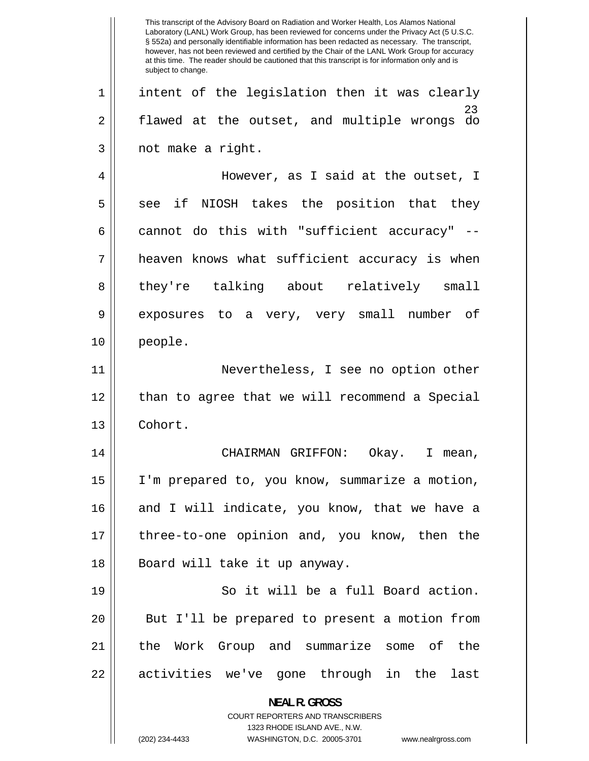intent of the legislation then it was clearly flawed at the outset, and multiple wrongs do not make a right.

However, as I said at the outset, I see if NIOSH takes the position that they cannot do this with "sufficient accuracy" -- heaven knows what sufficient accuracy is when they're talking about relatively small exposures to a very, very small number of people.

Nevertheless, I see no option other than to agree that we will recommend a Special Cohort.

CHAIRMAN GRIFFON: Okay. I mean, I'm prepared to, you know, summarize a motion, and I will indicate, you know, that we have a three-to-one opinion and, you know, then the Board will take it up anyway.

So it will be a full Board action. But I'll be prepared to present a motion from the Work Group and summarize some of the activities we've gone through in the last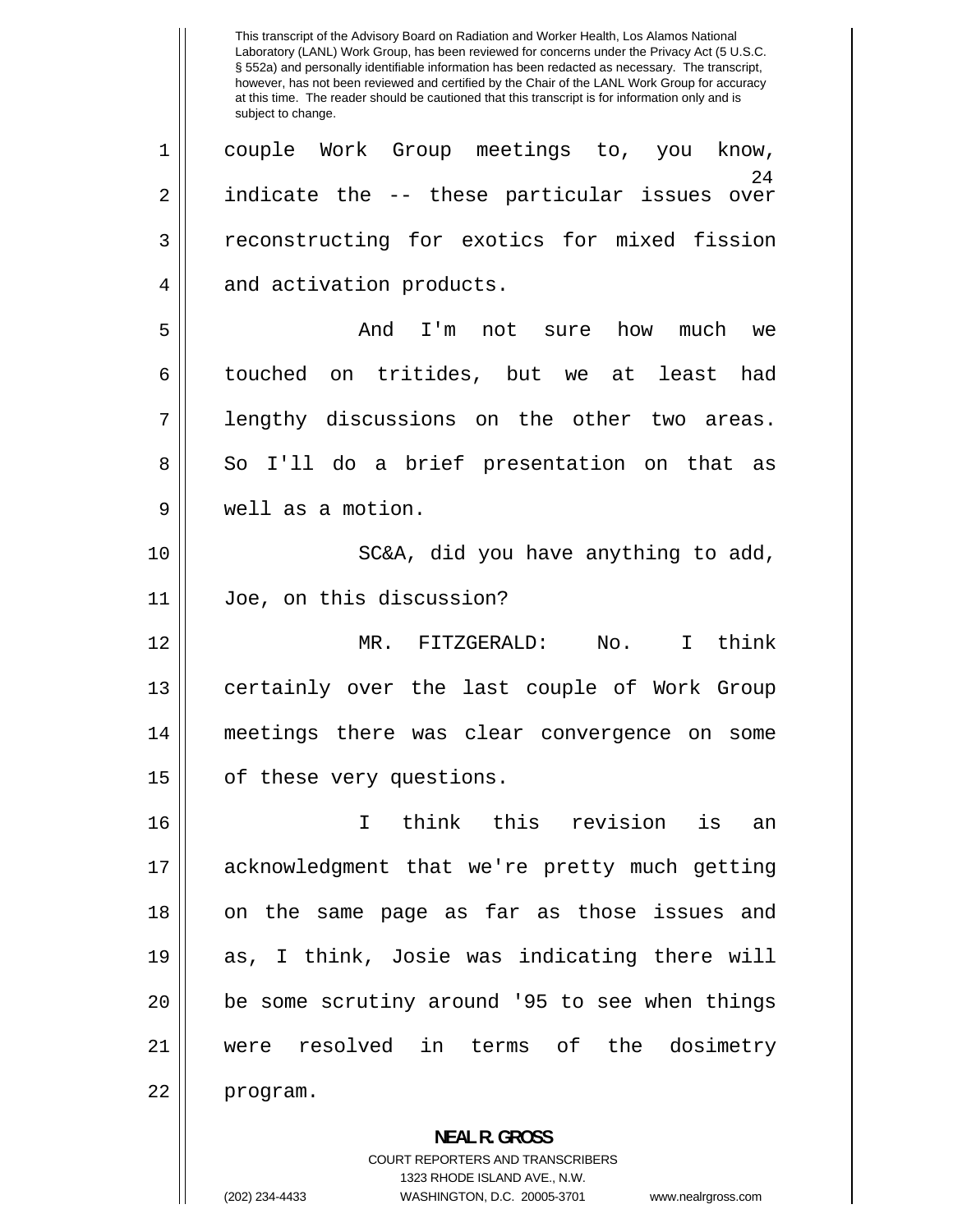couple Work Group meetings to, you know, indicate the -- these particular issues over reconstructing for exotics for mixed fission and activation products.

And I'm not sure how much we touched on tritides, but we at least had lengthy discussions on the other two areas. So I'll do a brief presentation on that as well as a motion.

SC&A, did you have anything to add, Joe, on this discussion?

MR. FITZGERALD: No. I think certainly over the last couple of Work Group meetings there was clear convergence on some of these very questions.

I think this revision is an acknowledgment that we're pretty much getting on the same page as far as those issues and as, I think, Josie was indicating there will be some scrutiny around '95 to see when things were resolved in terms of the dosimetry program.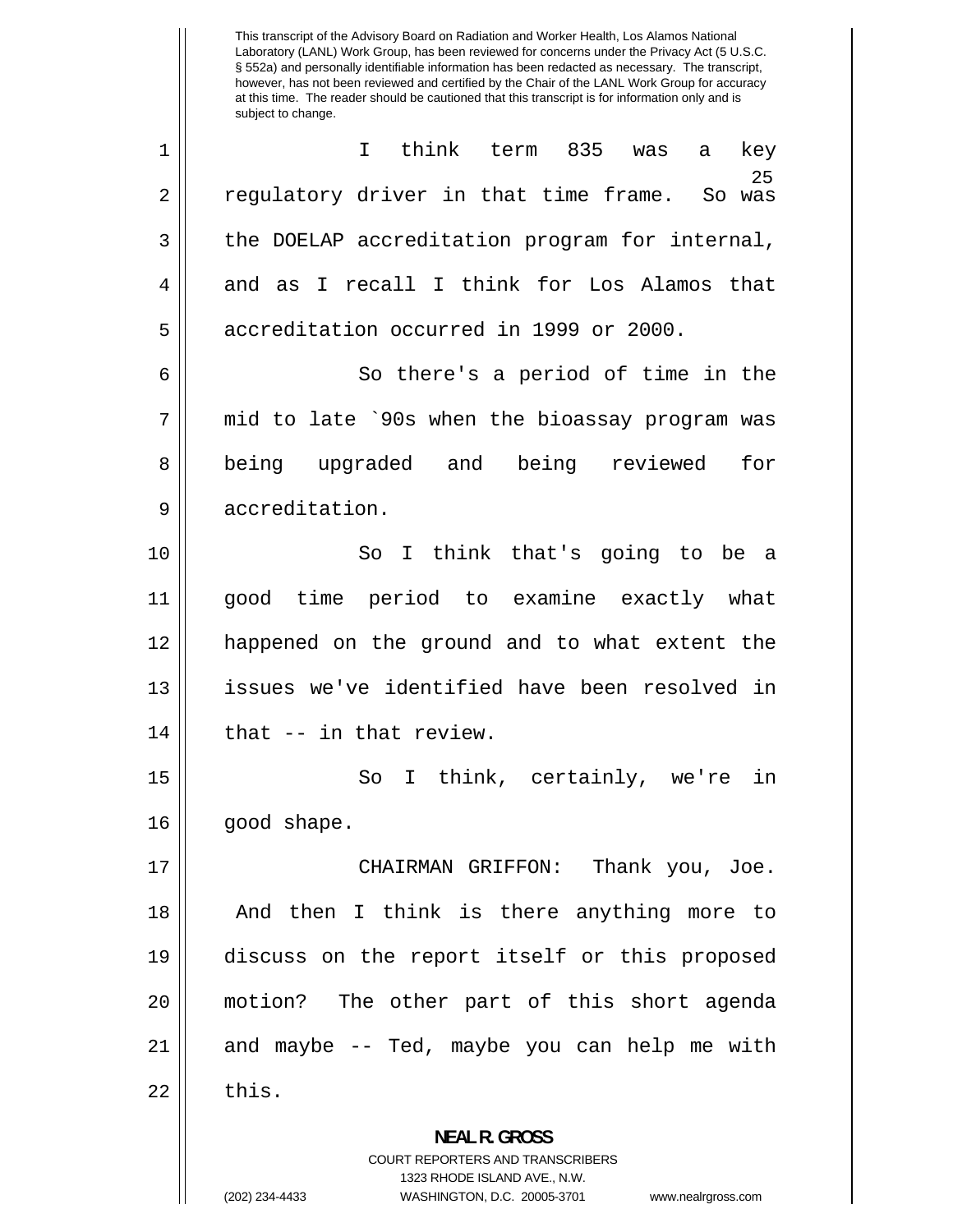I think term 835 was a key regulatory driver in that time frame. So was the DOELAP accreditation program for internal, and as I recall I think for Los Alamos that accreditation occurred in 1999 or 2000.

So there's a period of time in the mid to late `90s when the bioassay program was being upgraded and being reviewed for accreditation.

So I think that's going to be a good time period to examine exactly what happened on the ground and to what extent the issues we've identified have been resolved in that -- in that review.

So I think, certainly, we're in good shape.

CHAIRMAN GRIFFON: Thank you, Joe. And then I think is there anything more to discuss on the report itself or this proposed motion? The other part of this short agenda and maybe -- Ted, maybe you can help me with this.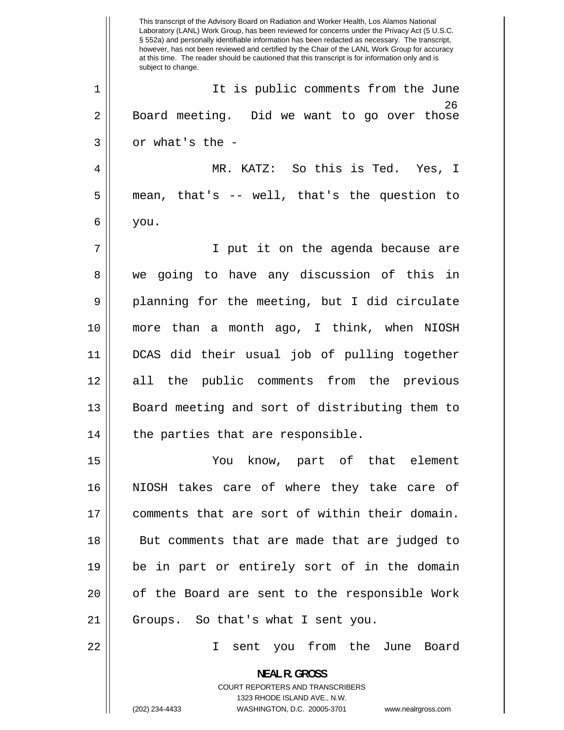It is public comments from the June Board meeting. Did we want to go over those or what's the -

MR. KATZ: So this is Ted. Yes, I mean, that's -- well, that's the question to you.

I put it on the agenda because are we going to have any discussion of this in planning for the meeting, but I did circulate more than a month ago, I think, when NIOSH DCAS did their usual job of pulling together all the public comments from the previous Board meeting and sort of distributing them to the parties that are responsible.

You know, part of that element NIOSH takes care of where they take care of comments that are sort of within their domain. But comments that are made that are judged to be in part or entirely sort of in the domain of the Board are sent to the responsible Work Groups. So that's what I sent you.

I sent you from the June Board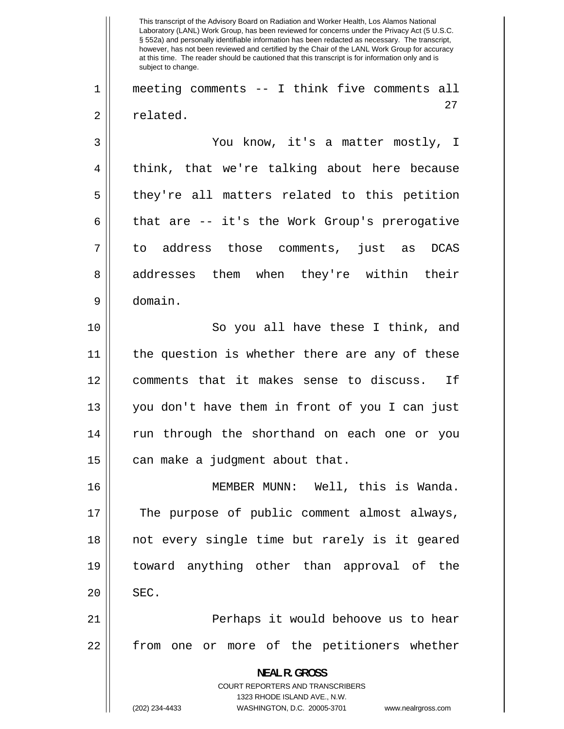meeting comments -- I think five comments all related.

You know, it's a matter mostly, I think, that we're talking about here because they're all matters related to this petition that are -- it's the Work Group's prerogative to address those comments, just as DCAS addresses them when they're within their domain.

So you all have these I think, and the question is whether there are any of these comments that it makes sense to discuss. If you don't have them in front of you I can just run through the shorthand on each one or you can make a judgment about that.

MEMBER MUNN: Well, this is Wanda. The purpose of public comment almost always, not every single time but rarely is it geared toward anything other than approval of the SEC.

Perhaps it would behoove us to hear from one or more of the petitioners whether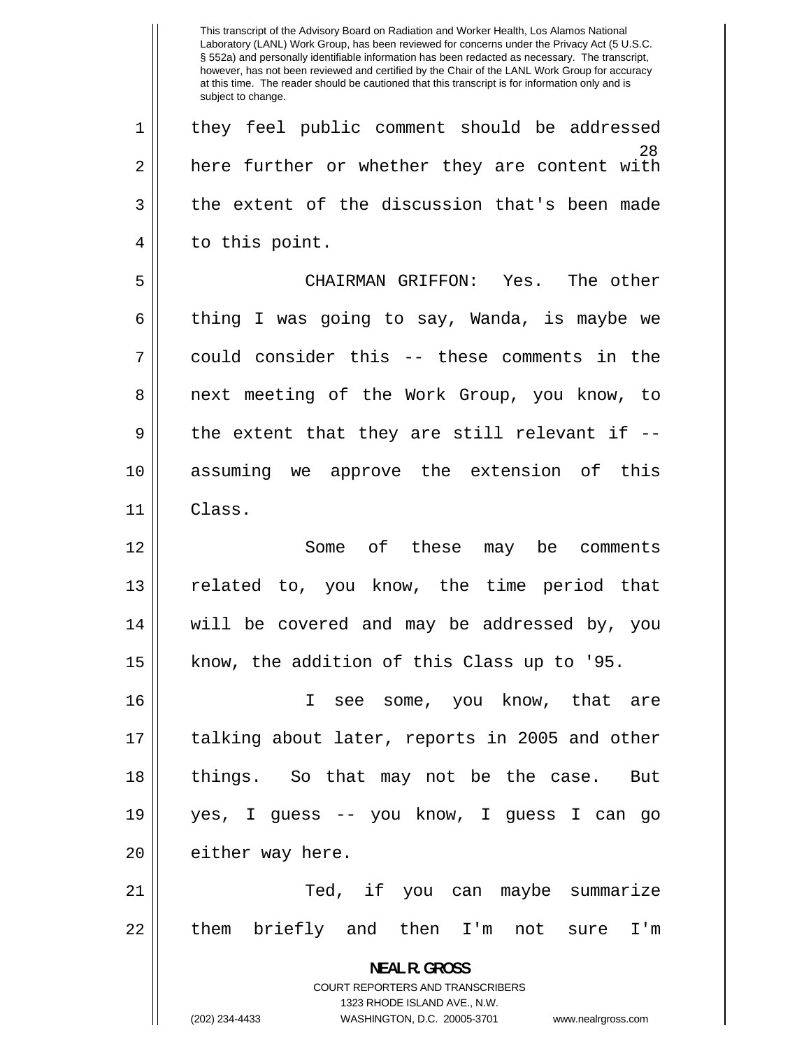they feel public comment should be addressed here further or whether they are content with the extent of the discussion that's been made to this point.

CHAIRMAN GRIFFON: Yes. The other thing I was going to say, Wanda, is maybe we could consider this -- these comments in the next meeting of the Work Group, you know, to the extent that they are still relevant if -- assuming we approve the extension of this Class.

Some of these may be comments related to, you know, the time period that will be covered and may be addressed by, you know, the addition of this Class up to '95.

I see some, you know, that are talking about later, reports in 2005 and other things. So that may not be the case. But yes, I guess -- you know, I guess I can go either way here.

Ted, if you can maybe summarize them briefly and then I'm not sure I'm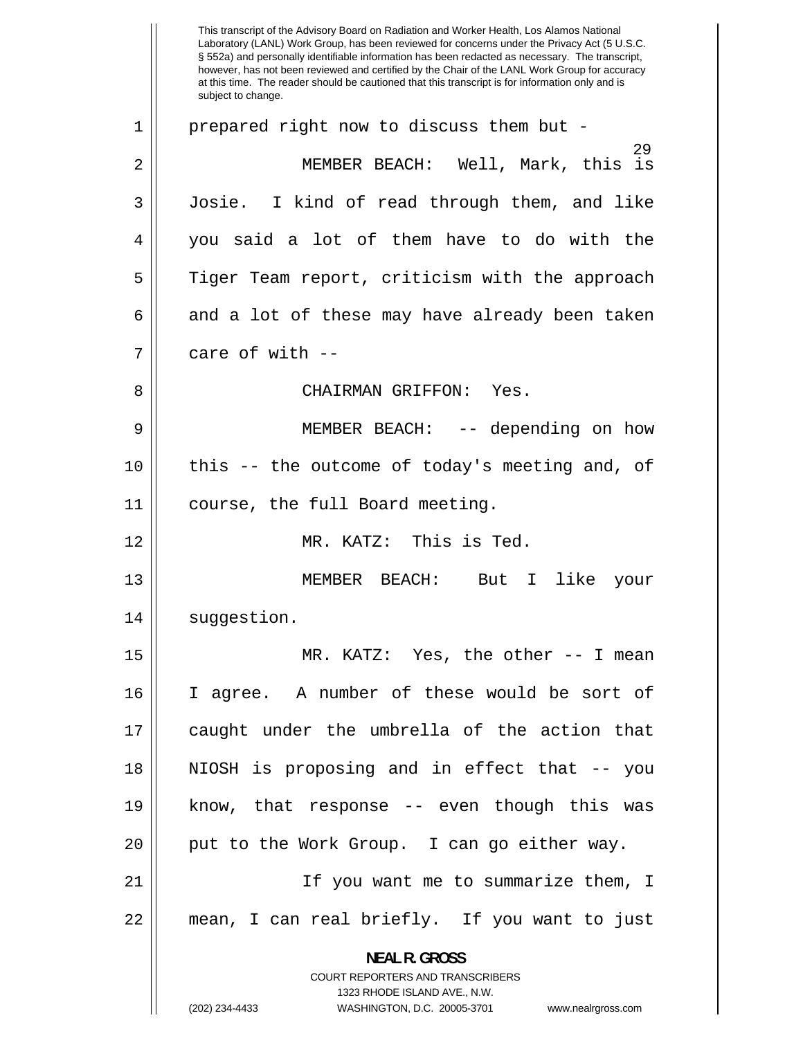prepared right now to discuss them but -

MEMBER BEACH: Well, Mark, this is Josie. I kind of read through them, and like you said a lot of them have to do with the Tiger Team report, criticism with the approach and a lot of these may have already been taken care of with --

CHAIRMAN GRIFFON: Yes.

MEMBER BEACH: -- depending on how this -- the outcome of today's meeting and, of course, the full Board meeting.

MR. KATZ: This is Ted.

MEMBER BEACH: But I like your suggestion.

MR. KATZ: Yes, the other -- I mean I agree. A number of these would be sort of caught under the umbrella of the action that NIOSH is proposing and in effect that -- you know, that response -- even though this was put to the Work Group. I can go either way.

If you want me to summarize them, I mean, I can real briefly. If you want to just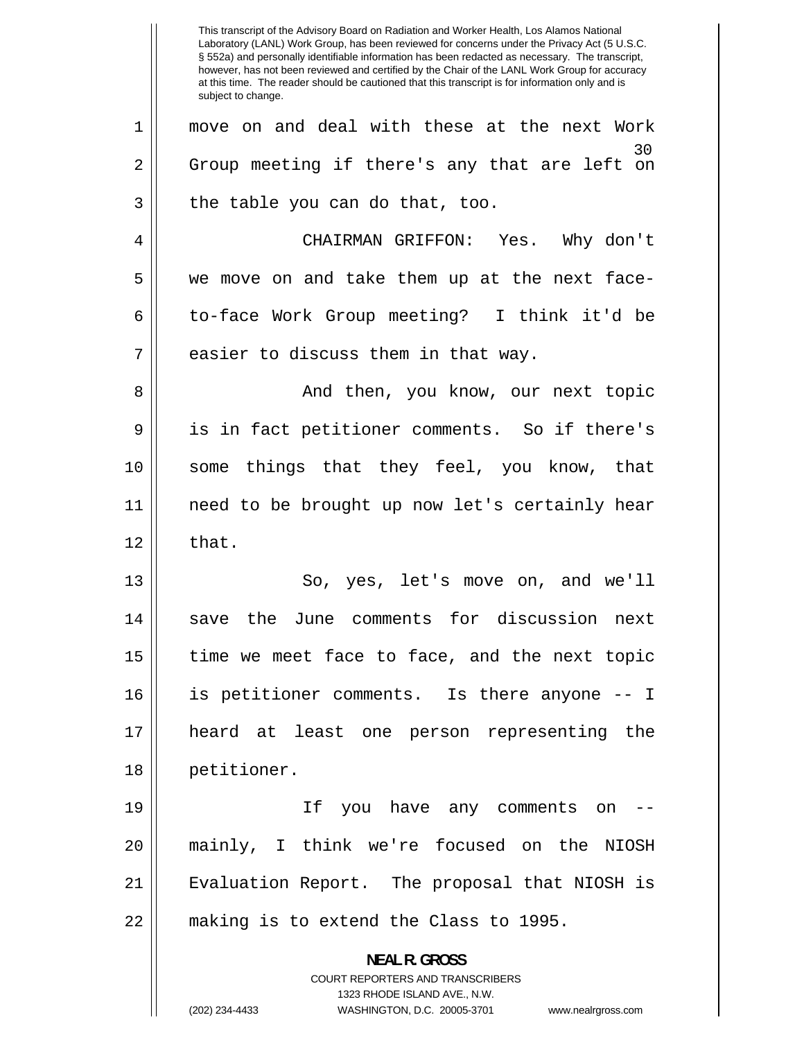move on and deal with these at the next Work Group meeting if there's any that are left on the table you can do that, too.

CHAIRMAN GRIFFON: Yes. Why don't we move on and take them up at the next face-to-face Work Group meeting? I think it'd be easier to discuss them in that way.

And then, you know, our next topic is in fact petitioner comments. So if there's some things that they feel, you know, that need to be brought up now let's certainly hear that.

So, yes, let's move on, and we'll save the June comments for discussion next time we meet face to face, and the next topic is petitioner comments. Is there anyone -- I heard at least one person representing the petitioner.

If you have any comments on -- mainly, I think we're focused on the NIOSH Evaluation Report. The proposal that NIOSH is making is to extend the Class to 1995.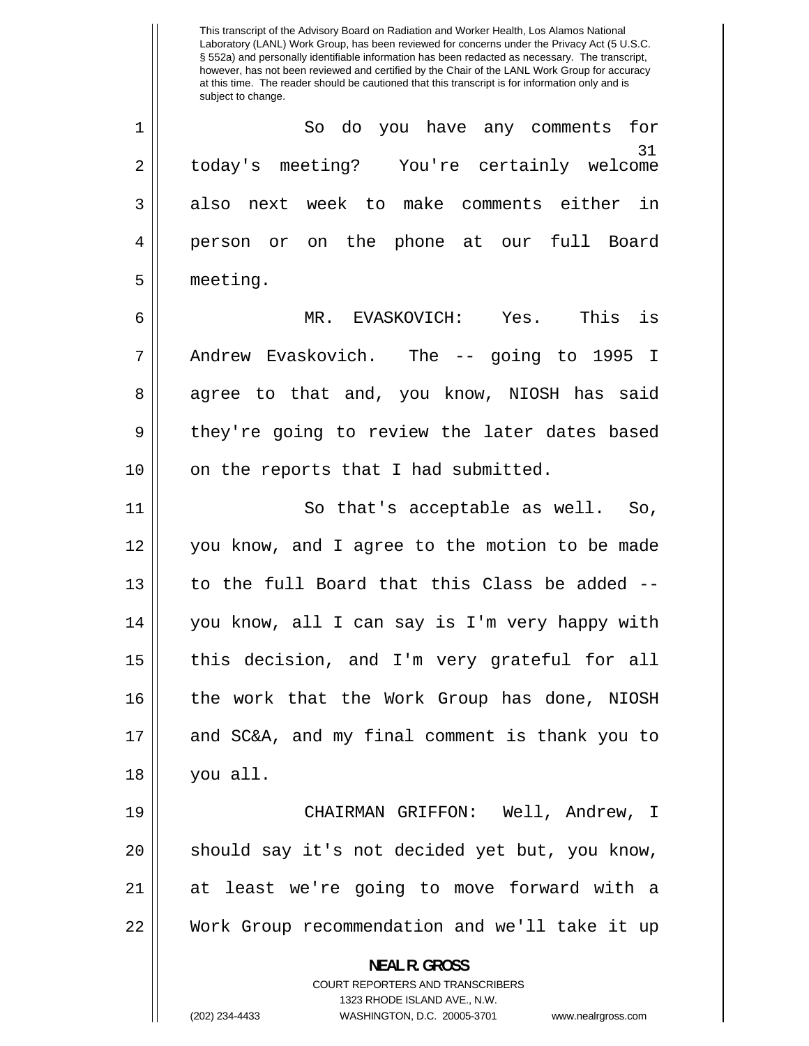So do you have any comments for today's meeting? You're certainly welcome also next week to make comments either in person or on the phone at our full Board meeting.

MR. EVASKOVICH: Yes. This is Andrew Evaskovich. The -- going to 1995 I agree to that and, you know, NIOSH has said they're going to review the later dates based on the reports that I had submitted.

So that's acceptable as well. So, you know, and I agree to the motion to be made to the full Board that this Class be added -- you know, all I can say is I'm very happy with this decision, and I'm very grateful for all the work that the Work Group has done, NIOSH and SC&A, and my final comment is thank you to you all.

CHAIRMAN GRIFFON: Well, Andrew, I should say it's not decided yet but, you know, at least we're going to move forward with a Work Group recommendation and we'll take it up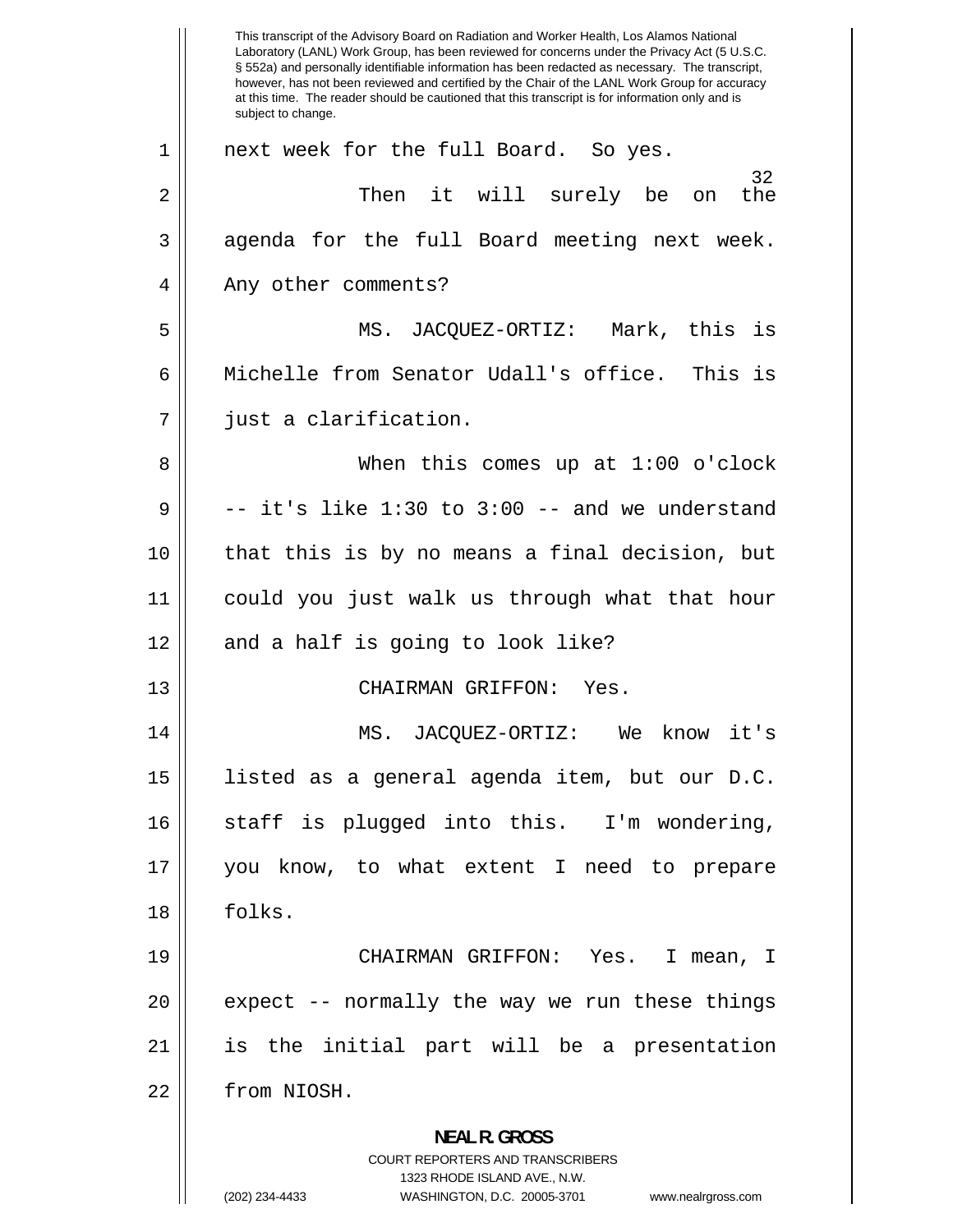next week for the full Board. So yes.

Then it will surely be on the agenda for the full Board meeting next week. Any other comments?

MS. JACQUEZ-ORTIZ: Mark, this is Michelle from Senator Udall's office. This is just a clarification.

When this comes up at 1:00 o'clock -- it's like 1:30 to 3:00 -- and we understand that this is by no means a final decision, but could you just walk us through what that hour and a half is going to look like?

CHAIRMAN GRIFFON: Yes.

MS. JACQUEZ-ORTIZ: We know it's listed as a general agenda item, but our D.C. staff is plugged into this. I'm wondering, you know, to what extent I need to prepare folks.

CHAIRMAN GRIFFON: Yes. I mean, I expect -- normally the way we run these things is the initial part will be a presentation from NIOSH.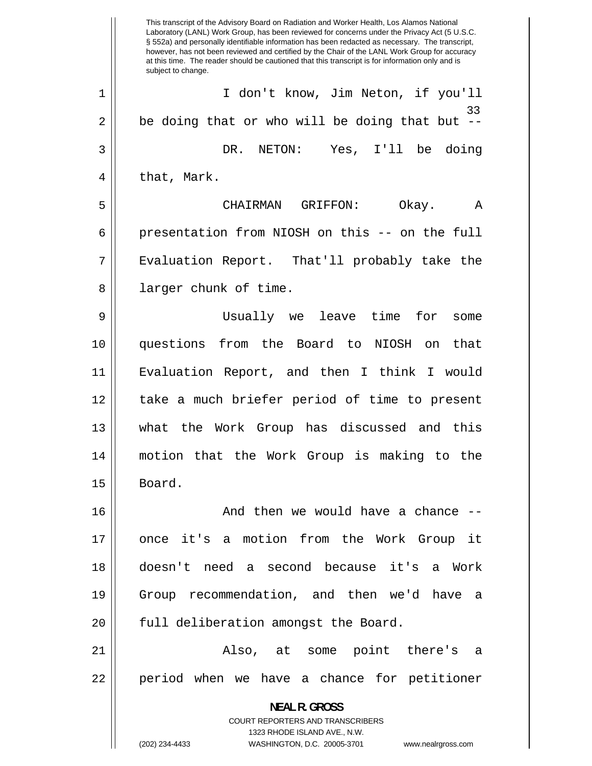I don't know, Jim Neton, if you'll be doing that or who will be doing that but --

DR. NETON: Yes, I'll be doing that, Mark.

CHAIRMAN GRIFFON: Okay. A presentation from NIOSH on this -- on the full Evaluation Report. That'll probably take the larger chunk of time.

Usually we leave time for some questions from the Board to NIOSH on that Evaluation Report, and then I think I would take a much briefer period of time to present what the Work Group has discussed and this motion that the Work Group is making to the Board.

And then we would have a chance -- once it's a motion from the Work Group it doesn't need a second because it's a Work Group recommendation, and then we'd have a full deliberation amongst the Board.

Also, at some point there's a period when we have a chance for petitioner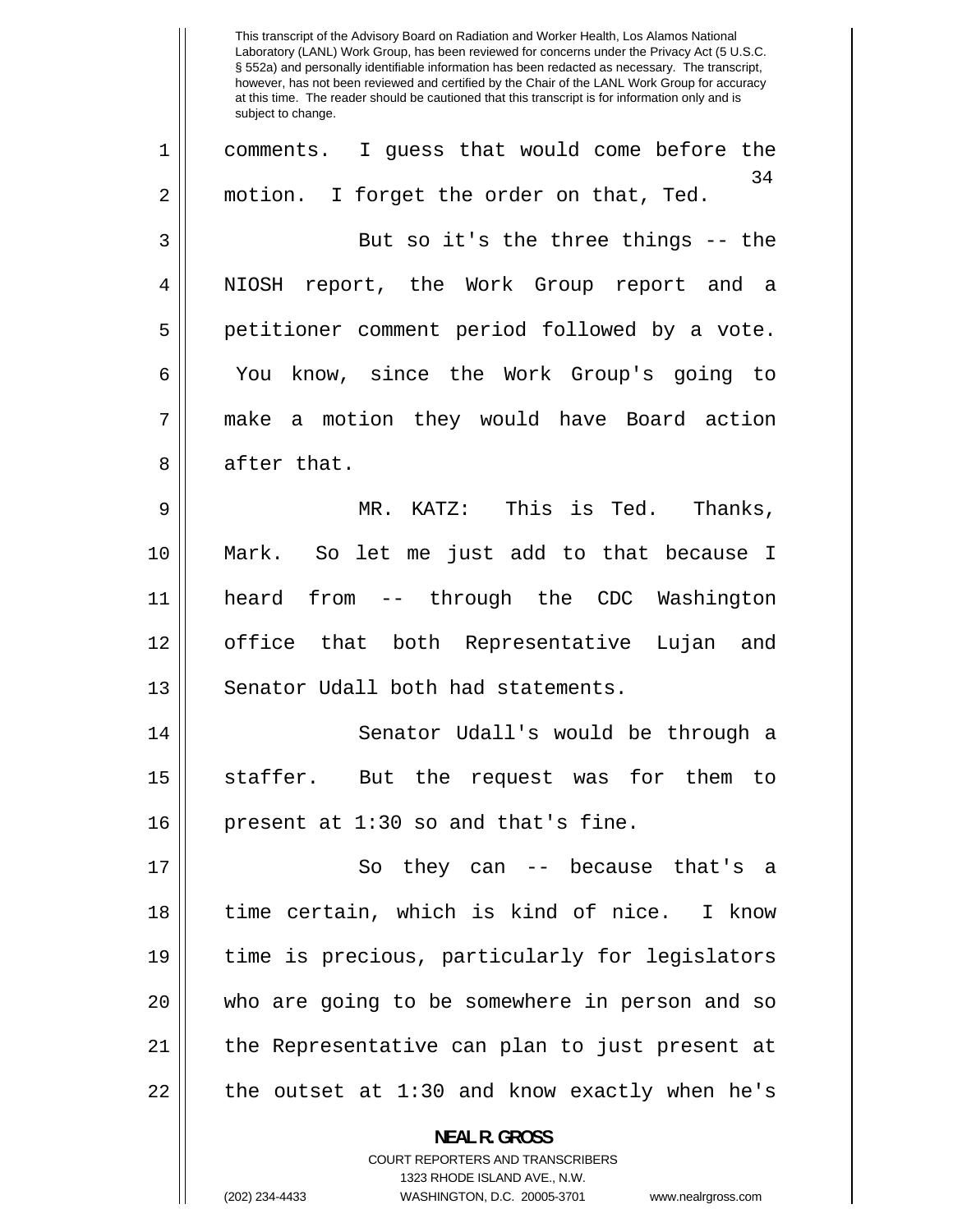comments. I guess that would come before the motion. I forget the order on that, Ted.

But so it's the three things -- the NIOSH report, the Work Group report and a petitioner comment period followed by a vote. You know, since the Work Group's going to make a motion they would have Board action after that.

MR. KATZ: This is Ted. Thanks, Mark. So let me just add to that because I heard from -- through the CDC Washington office that both Representative Lujan and Senator Udall both had statements.

Senator Udall's would be through a staffer. But the request was for them to present at 1:30 so and that's fine.

So they can -- because that's a time certain, which is kind of nice. I know time is precious, particularly for legislators who are going to be somewhere in person and so the Representative can plan to just present at the outset at 1:30 and know exactly when he's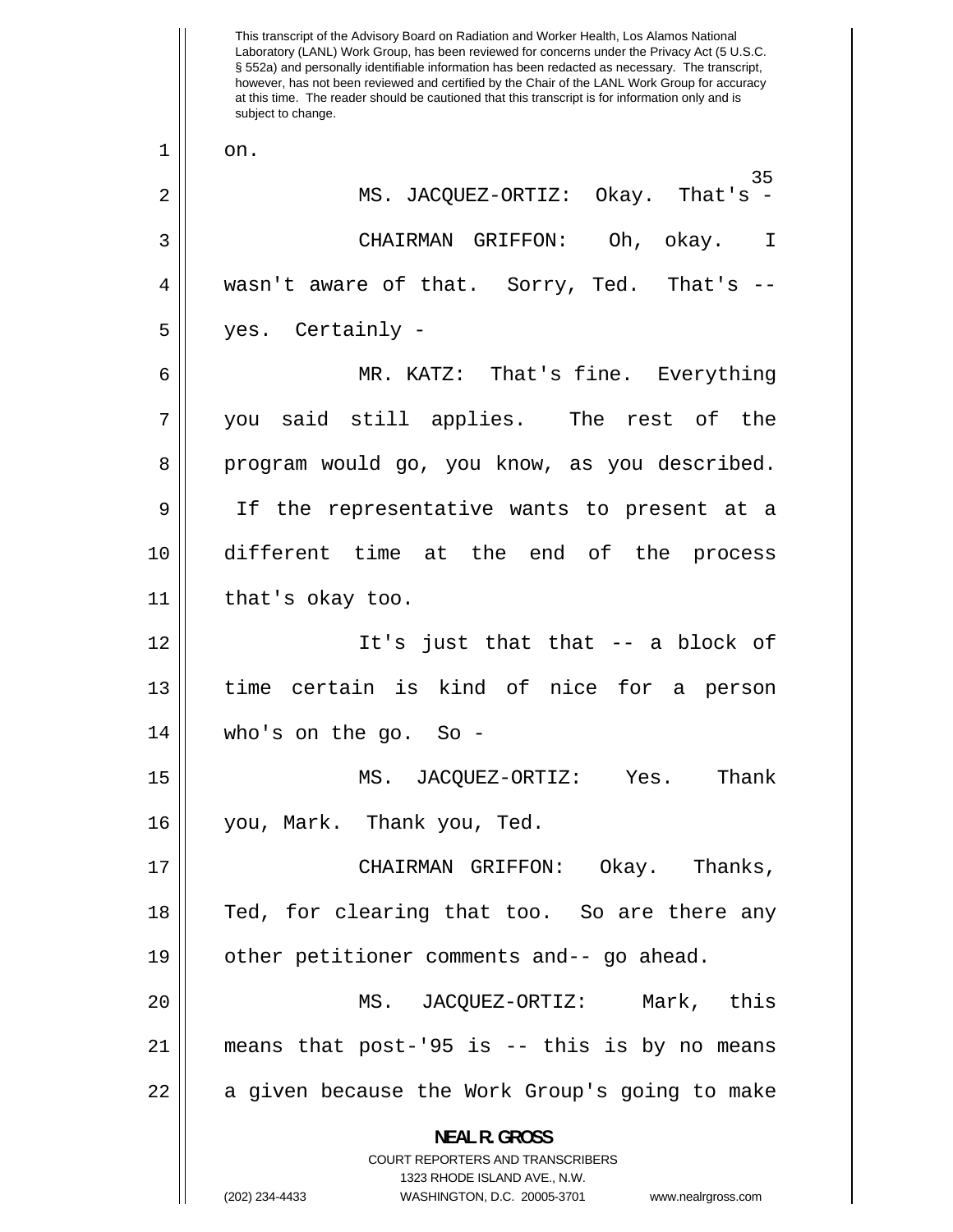on.

MS. JACQUEZ-ORTIZ: Okay. That's -

CHAIRMAN GRIFFON: Oh, okay. I wasn't aware of that. Sorry, Ted. That's -- yes. Certainly -

MR. KATZ: That's fine. Everything you said still applies. The rest of the program would go, you know, as you described. If the representative wants to present at a different time at the end of the process that's okay too.

It's just that that -- a block of time certain is kind of nice for a person who's on the go. So -

MS. JACQUEZ-ORTIZ: Yes. Thank you, Mark. Thank you, Ted.

CHAIRMAN GRIFFON: Okay. Thanks, Ted, for clearing that too. So are there any other petitioner comments and-- go ahead.

MS. JACQUEZ-ORTIZ: Mark, this means that post-'95 is -- this is by no means a given because the Work Group's going to make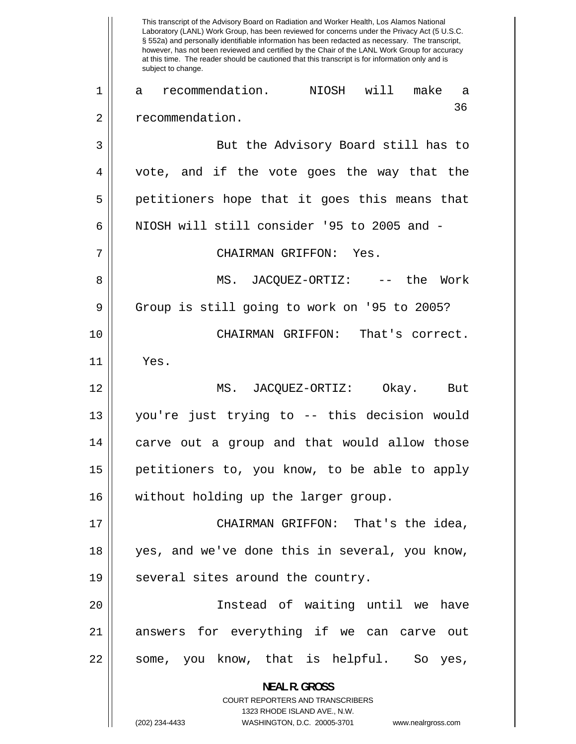a recommendation. NIOSH will make a recommendation.

But the Advisory Board still has to vote, and if the vote goes the way that the petitioners hope that it goes this means that NIOSH will still consider '95 to 2005 and -

CHAIRMAN GRIFFON: Yes.

MS. JACQUEZ-ORTIZ: -- the Work Group is still going to work on '95 to 2005?

CHAIRMAN GRIFFON: That's correct. Yes.

MS. JACQUEZ-ORTIZ: Okay. But you're just trying to -- this decision would carve out a group and that would allow those petitioners to, you know, to be able to apply without holding up the larger group.

CHAIRMAN GRIFFON: That's the idea, yes, and we've done this in several, you know, several sites around the country.

Instead of waiting until we have answers for everything if we can carve out some, you know, that is helpful. So yes,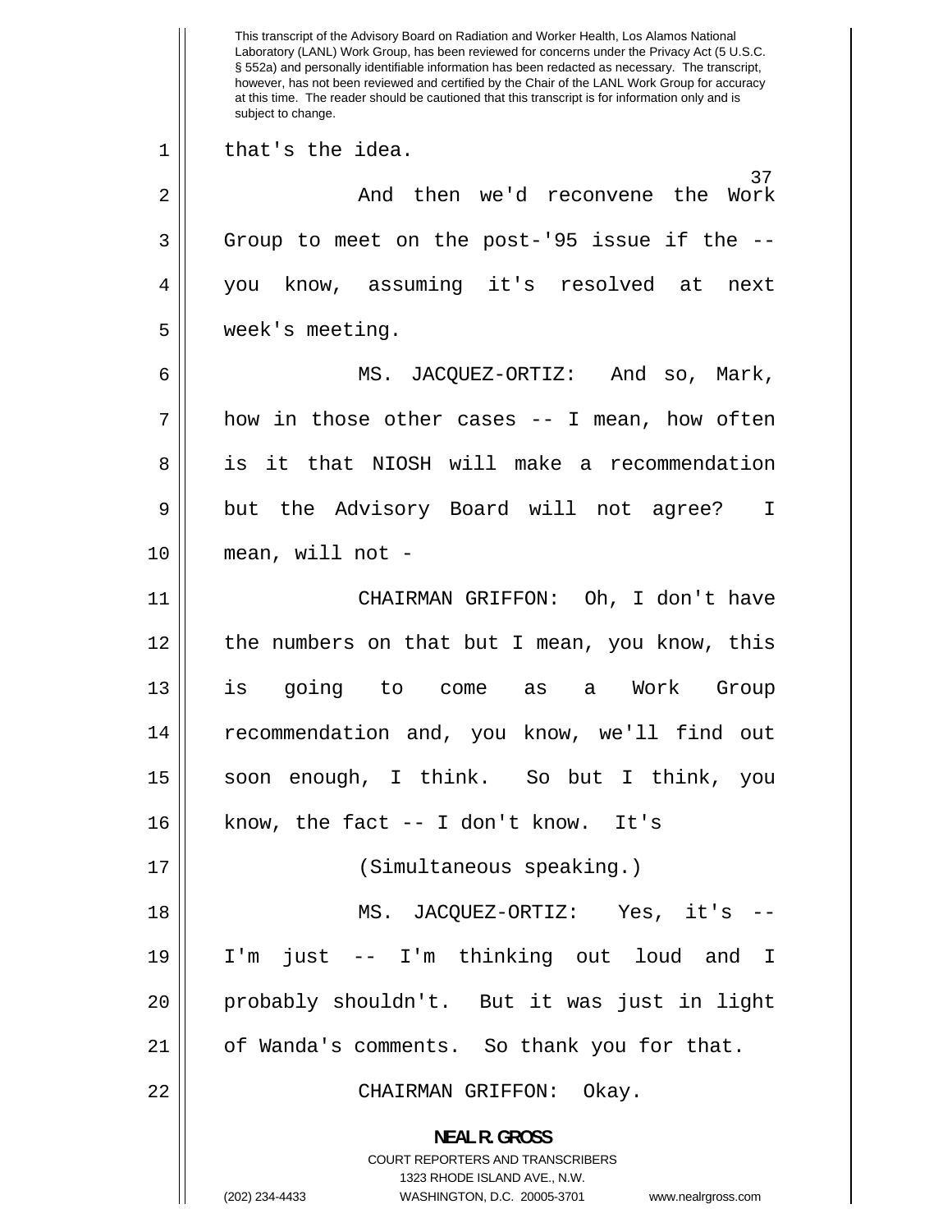that's the idea.

And then we'd reconvene the Work Group to meet on the post-'95 issue if the -- you know, assuming it's resolved at next week's meeting.

MS. JACQUEZ-ORTIZ: And so, Mark, how in those other cases -- I mean, how often is it that NIOSH will make a recommendation but the Advisory Board will not agree? I mean, will not -

CHAIRMAN GRIFFON: Oh, I don't have the numbers on that but I mean, you know, this is going to come as a Work Group recommendation and, you know, we'll find out soon enough, I think. So but I think, you know, the fact -- I don't know. It's

(Simultaneous speaking.)

MS. JACQUEZ-ORTIZ: Yes, it's -- I'm just -- I'm thinking out loud and I probably shouldn't. But it was just in light of Wanda's comments. So thank you for that.

CHAIRMAN GRIFFON: Okay.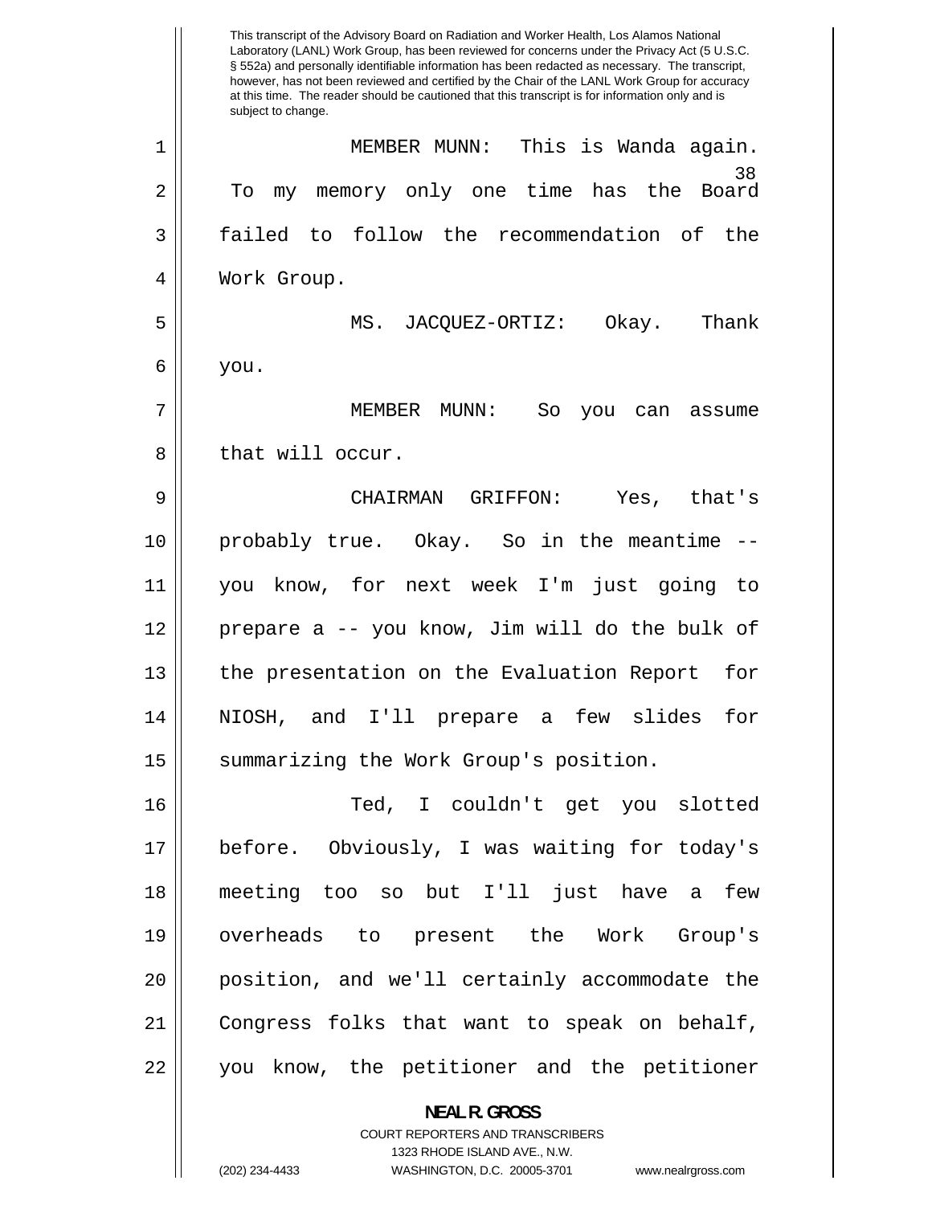MEMBER MUNN: This is Wanda again. To my memory only one time has the Board failed to follow the recommendation of the Work Group.

MS. JACQUEZ-ORTIZ: Okay. Thank you.

MEMBER MUNN: So you can assume that will occur.

CHAIRMAN GRIFFON: Yes, that's probably true. Okay. So in the meantime -- you know, for next week I'm just going to prepare a -- you know, Jim will do the bulk of the presentation on the Evaluation Report for NIOSH, and I'll prepare a few slides for summarizing the Work Group's position.

Ted, I couldn't get you slotted before. Obviously, I was waiting for today's meeting too so but I'll just have a few overheads to present the Work Group's position, and we'll certainly accommodate the Congress folks that want to speak on behalf, you know, the petitioner and the petitioner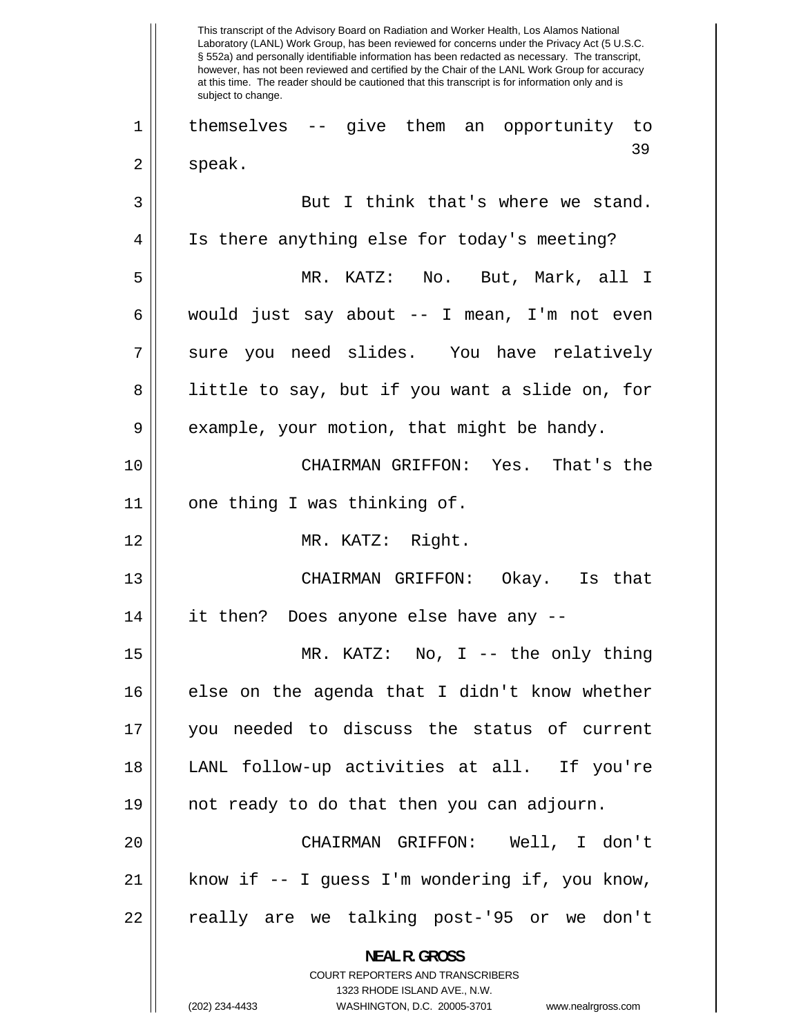themselves -- give them an opportunity to speak.

But I think that's where we stand. Is there anything else for today's meeting?

MR. KATZ: No. But, Mark, all I would just say about -- I mean, I'm not even sure you need slides. You have relatively little to say, but if you want a slide on, for example, your motion, that might be handy.

CHAIRMAN GRIFFON: Yes. That's the one thing I was thinking of.

MR. KATZ: Right.

CHAIRMAN GRIFFON: Okay. Is that it then? Does anyone else have any --

MR. KATZ: No, I -- the only thing else on the agenda that I didn't know whether you needed to discuss the status of current LANL follow-up activities at all. If you're not ready to do that then you can adjourn.

CHAIRMAN GRIFFON: Well, I don't know if -- I guess I'm wondering if, you know, really are we talking post-'95 or we don't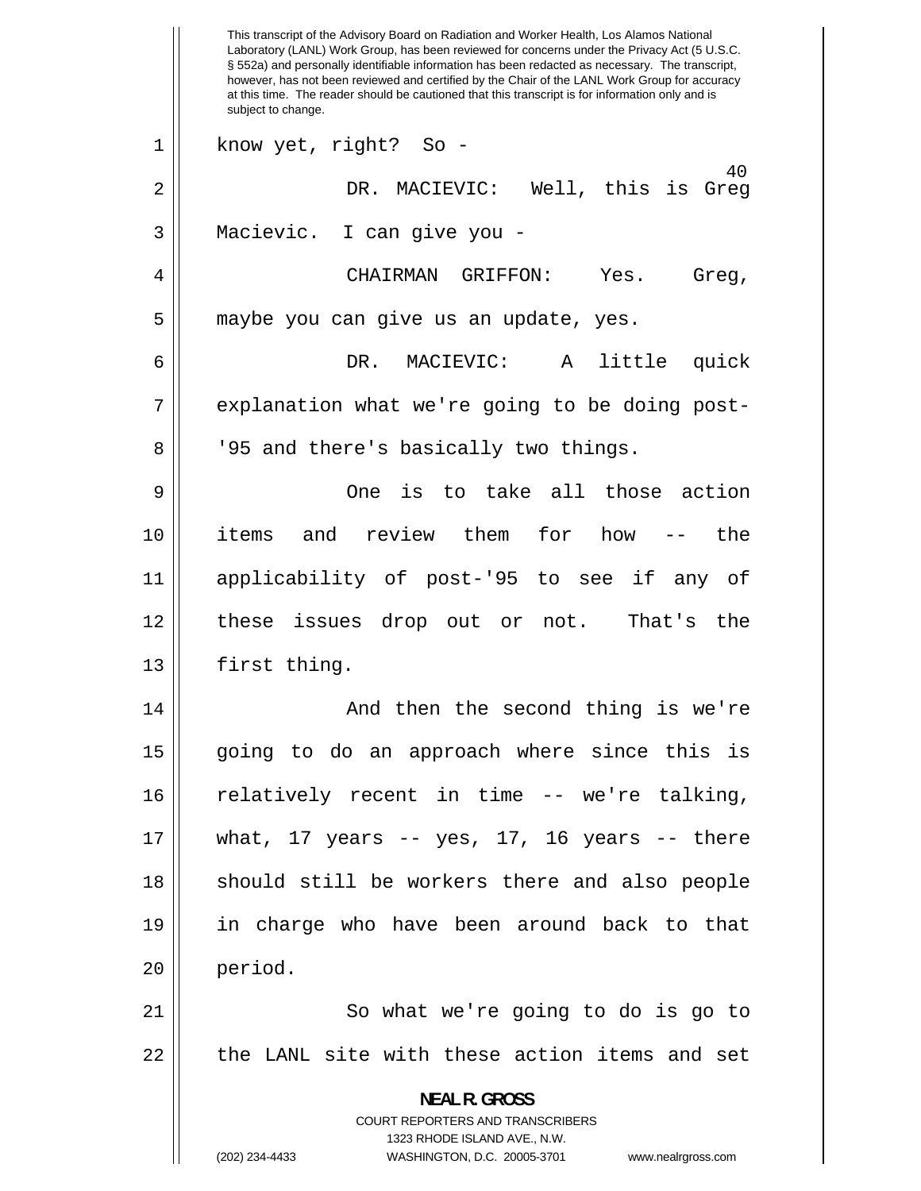know yet, right? So -

DR. MACIEVIC: Well, this is Greg Macievic. I can give you -

CHAIRMAN GRIFFON: Yes. Greg, maybe you can give us an update, yes.

DR. MACIEVIC: A little quick explanation what we're going to be doing post-'95 and there's basically two things.

One is to take all those action items and review them for how -- the applicability of post-'95 to see if any of these issues drop out or not. That's the first thing.

And then the second thing is we're going to do an approach where since this is relatively recent in time -- we're talking, what, 17 years -- yes, 17, 16 years -- there should still be workers there and also people in charge who have been around back to that period.

So what we're going to do is go to the LANL site with these action items and set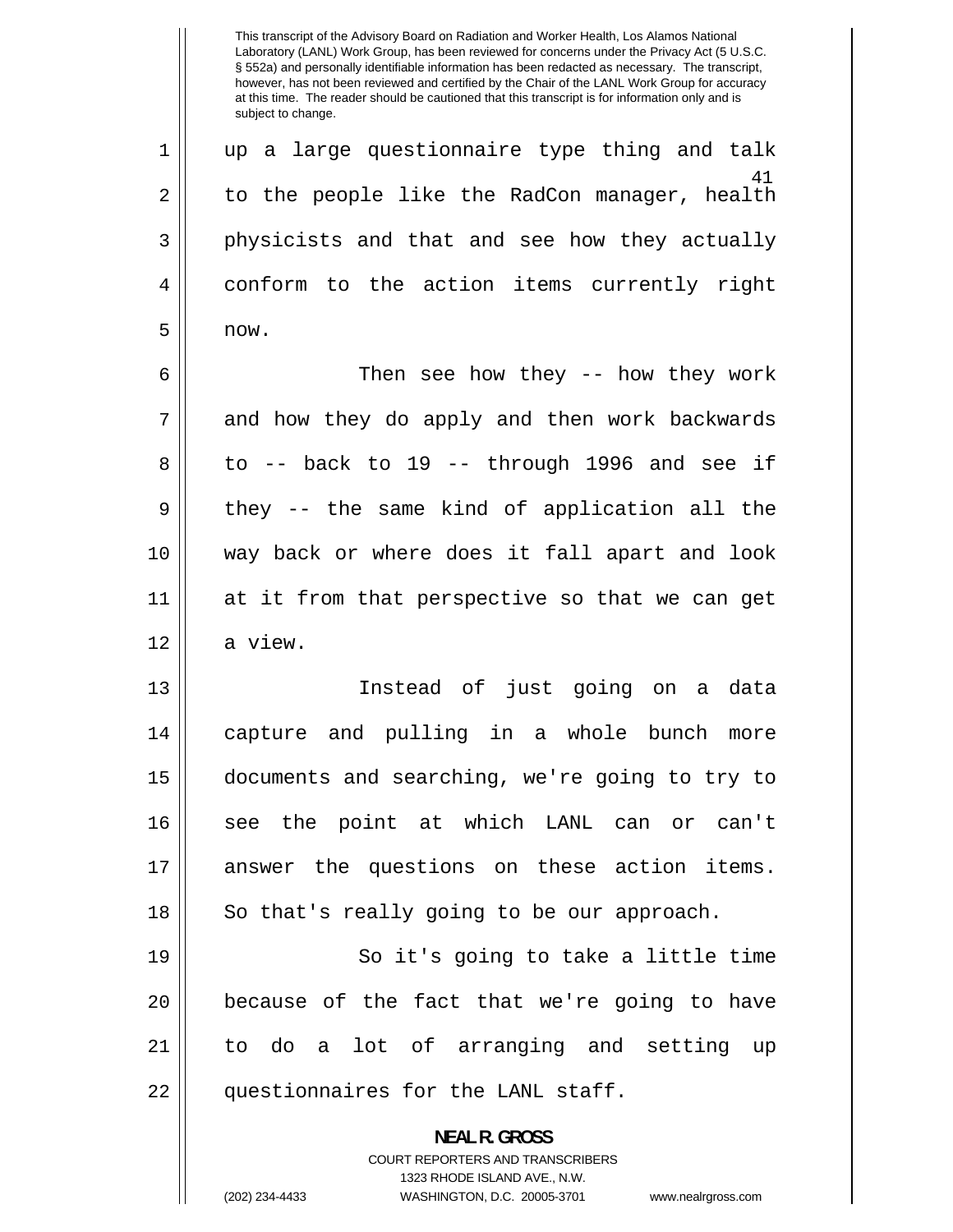up a large questionnaire type thing and talk to the people like the RadCon manager, health physicists and that and see how they actually conform to the action items currently right now.

Then see how they -- how they work and how they do apply and then work backwards to -- back to 19 -- through 1996 and see if they -- the same kind of application all the way back or where does it fall apart and look at it from that perspective so that we can get a view.

Instead of just going on a data capture and pulling in a whole bunch more documents and searching, we're going to try to see the point at which LANL can or can't answer the questions on these action items. So that's really going to be our approach.

So it's going to take a little time because of the fact that we're going to have to do a lot of arranging and setting up questionnaires for the LANL staff.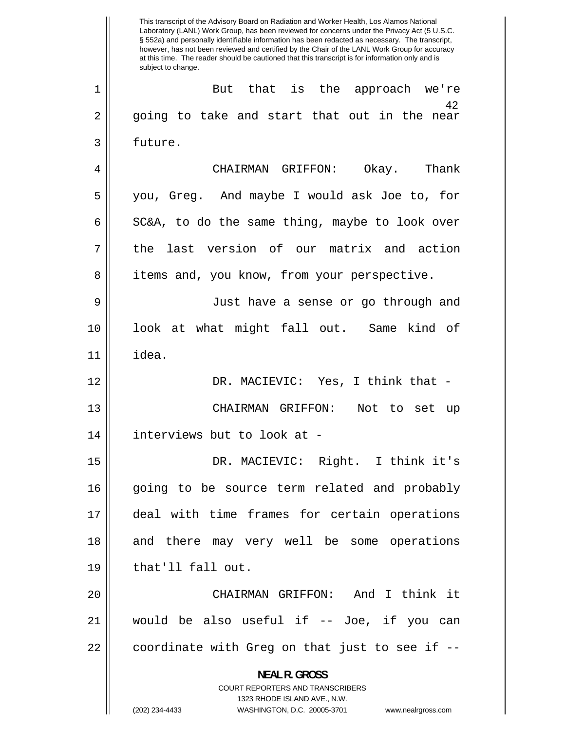But that is the approach we're going to take and start that out in the near future.

CHAIRMAN GRIFFON: Okay. Thank you, Greg. And maybe I would ask Joe to, for SC&A, to do the same thing, maybe to look over the last version of our matrix and action items and, you know, from your perspective.

Just have a sense or go through and look at what might fall out. Same kind of idea.

DR. MACIEVIC: Yes, I think that -

CHAIRMAN GRIFFON: Not to set up interviews but to look at -

DR. MACIEVIC: Right. I think it's going to be source term related and probably deal with time frames for certain operations and there may very well be some operations that'll fall out.

CHAIRMAN GRIFFON: And I think it would be also useful if -- Joe, if you can coordinate with Greg on that just to see if --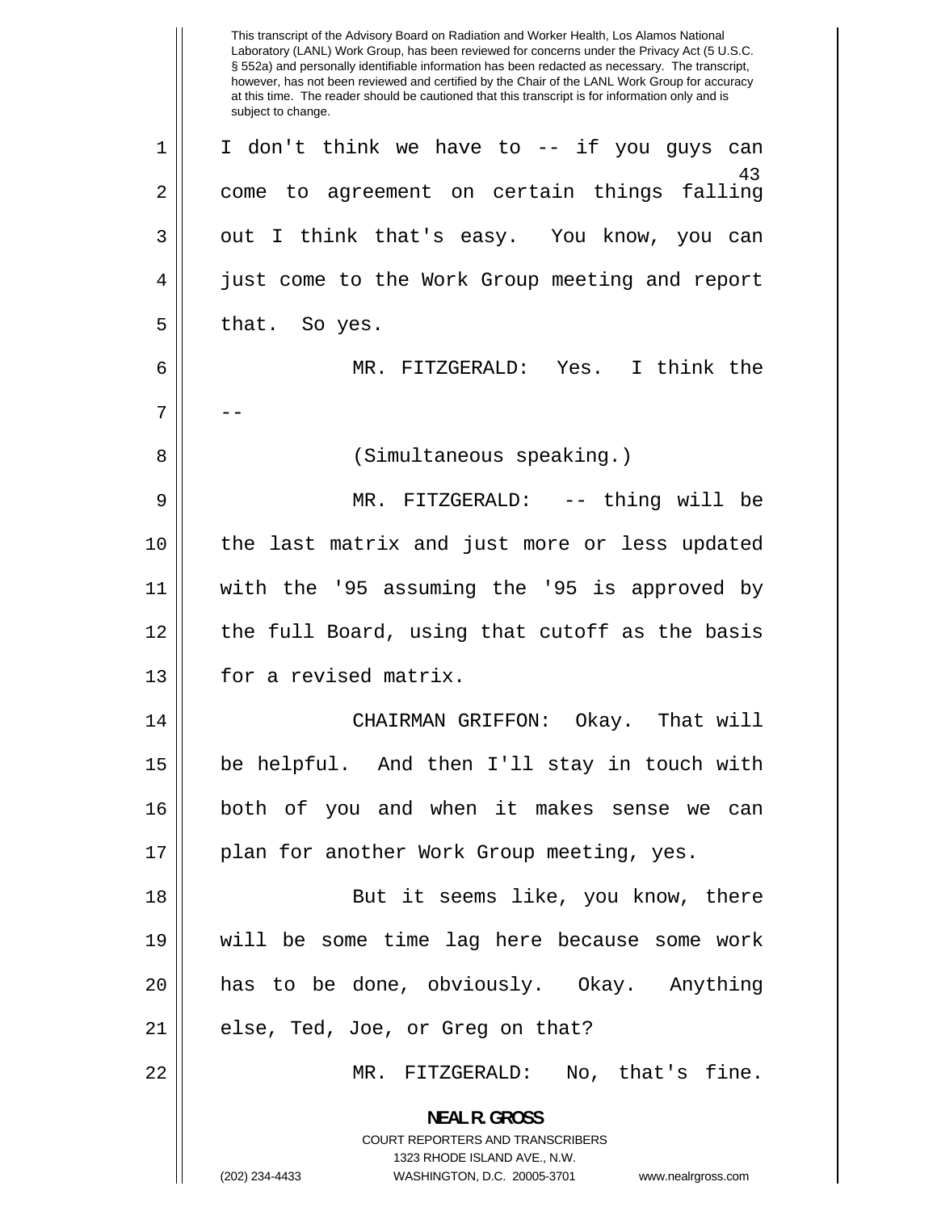I don't think we have to -- if you guys can come to agreement on certain things falling out I think that's easy. You know, you can just come to the Work Group meeting and report that. So yes.

MR. FITZGERALD: Yes. I think the --

(Simultaneous speaking.)

MR. FITZGERALD: -- thing will be the last matrix and just more or less updated with the '95 assuming the '95 is approved by the full Board, using that cutoff as the basis for a revised matrix.

CHAIRMAN GRIFFON: Okay. That will be helpful. And then I'll stay in touch with both of you and when it makes sense we can plan for another Work Group meeting, yes.

But it seems like, you know, there will be some time lag here because some work has to be done, obviously. Okay. Anything else, Ted, Joe, or Greg on that?

MR. FITZGERALD: No, that's fine.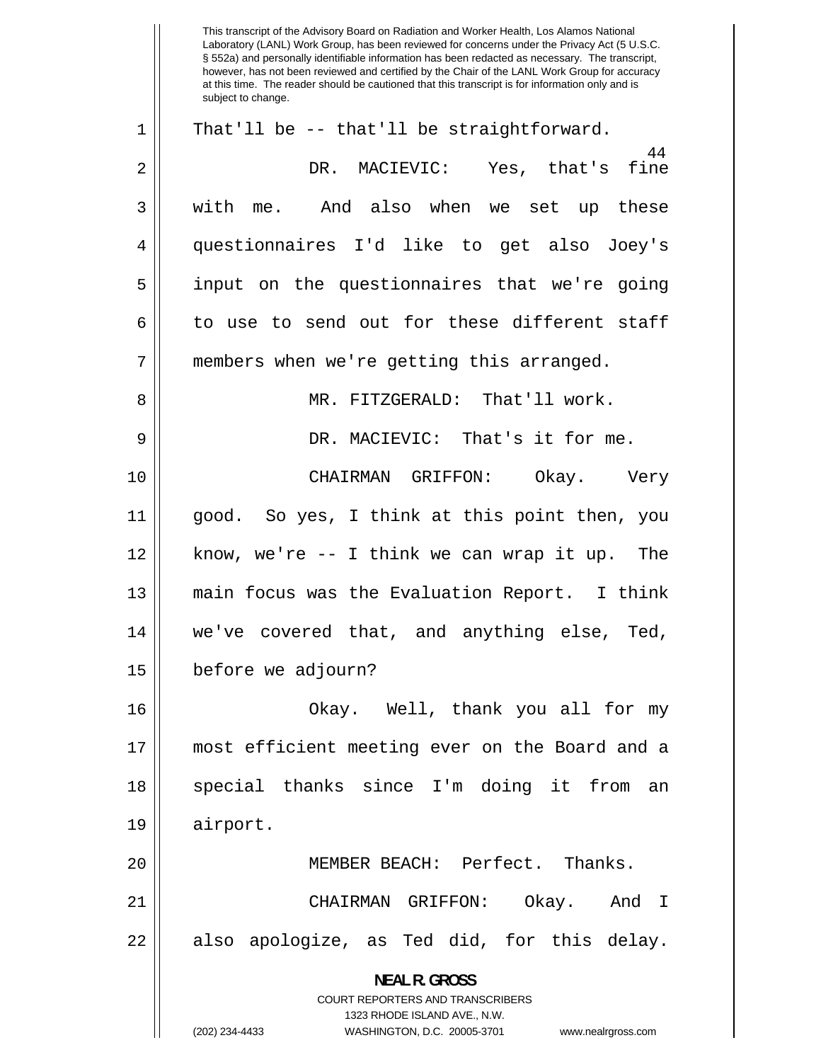That'll be -- that'll be straightforward.

DR. MACIEVIC: Yes, that's fine with me. And also when we set up these questionnaires I'd like to get also Joey's input on the questionnaires that we're going to use to send out for these different staff members when we're getting this arranged.

MR. FITZGERALD: That'll work.

DR. MACIEVIC: That's it for me.

CHAIRMAN GRIFFON: Okay. Very good. So yes, I think at this point then, you know, we're -- I think we can wrap it up. The main focus was the Evaluation Report. I think we've covered that, and anything else, Ted, before we adjourn?

Okay. Well, thank you all for my most efficient meeting ever on the Board and a special thanks since I'm doing it from an airport.

MEMBER BEACH: Perfect. Thanks.

CHAIRMAN GRIFFON: Okay. And I also apologize, as Ted did, for this delay.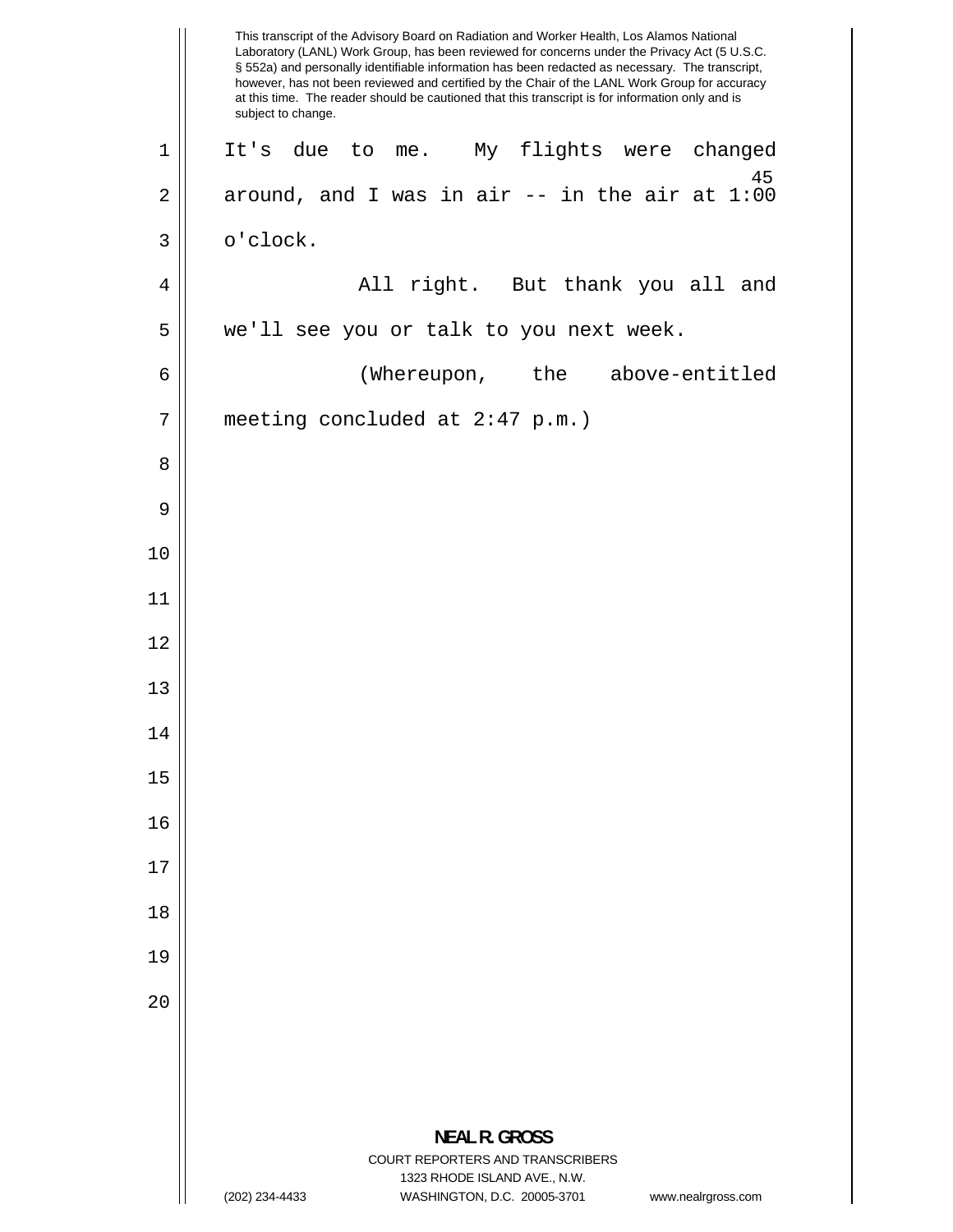This transcript of the Advisory Board on Radiation and Worker Health, Los Alamos National Laboratory (LANL) Work Group, has been reviewed for concerns under the Privacy Act (5 U.S.C. § 552a) and personally identifiable information has been redacted as necessary. The transcript, however, has not been reviewed and certified by the Chair of the LANL Work Group for accuracy at this time. The reader should be cautioned that this transcript is for information only and is subject to change.

It's due to me. My flights were changed around, and I was in air -- in the air at 1:00 o'clock.

All right. But thank you all and we'll see you or talk to you next week.

(Whereupon, the above-entitled meeting concluded at 2:47 p.m.)